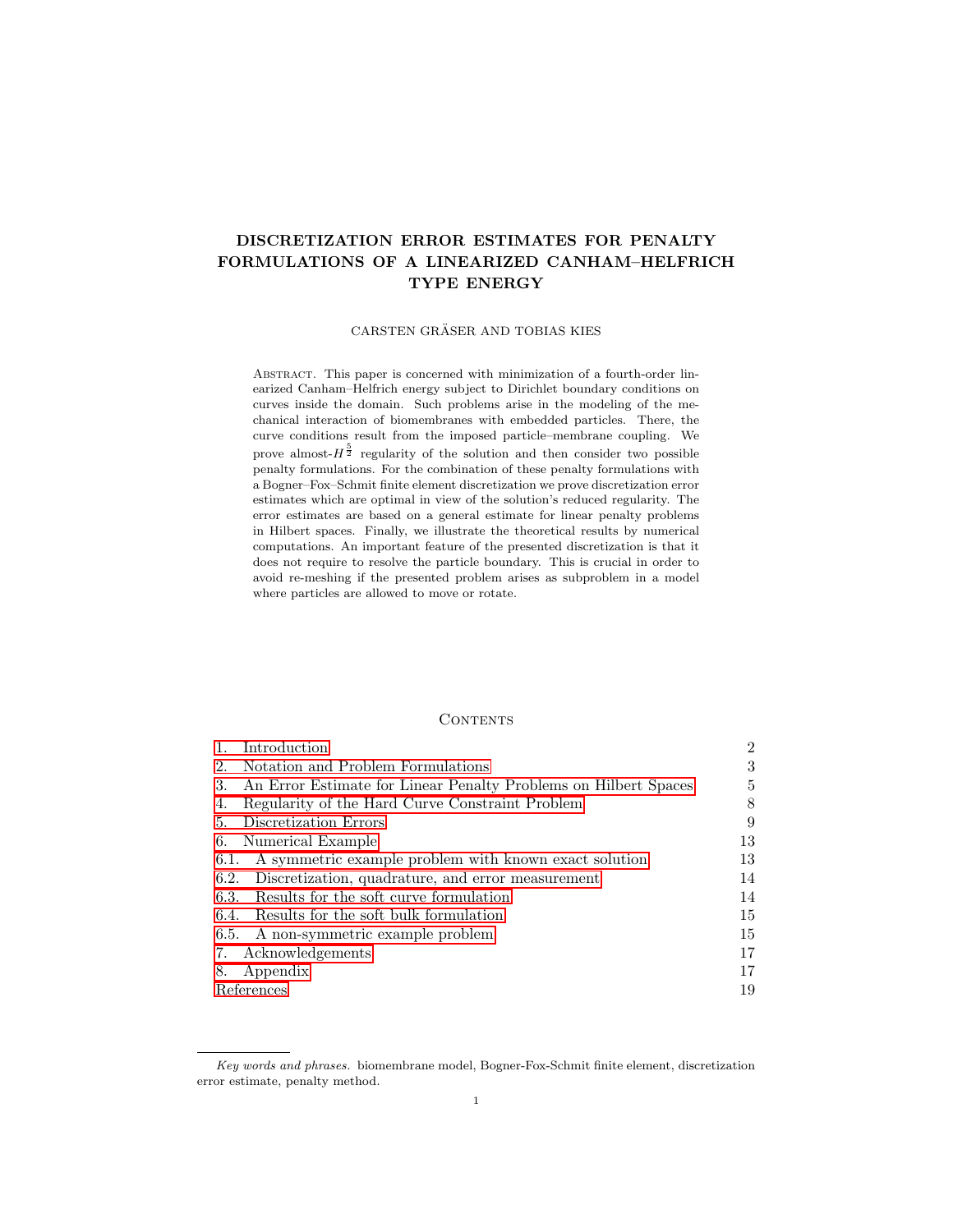# DISCRETIZATION ERROR ESTIMATES FOR PENALTY FORMULATIONS OF A LINEARIZED CANHAM–HELFRICH TYPE ENERGY

CARSTEN GRÄSER AND TOBIAS KIES

ABSTRACT. This paper is concerned with minimization of a fourth-order linearized Canham–Helfrich energy subject to Dirichlet boundary conditions on curves inside the domain. Such problems arise in the modeling of the mechanical interaction of biomembranes with embedded particles. There, the curve conditions result from the imposed particle–membrane coupling. We prove almost-$H^{\frac{5}{2}}$ regularity of the solution and then consider two possible penalty formulations. For the combination of these penalty formulations with a Bogner–Fox–Schmit finite element discretization we prove discretization error estimates which are optimal in view of the solution's reduced regularity. The error estimates are based on a general estimate for linear penalty problems in Hilbert spaces. Finally, we illustrate the theoretical results by numerical computations. An important feature of the presented discretization is that it does not require to resolve the particle boundary. This is crucial in order to avoid re-meshing if the presented problem arises as subproblem in a model where particles are allowed to move or rotate.

## CONTENTS

| | |
|---|---|
| 1. Introduction | 2 |
| 2. Notation and Problem Formulations | 3 |
| 3. An Error Estimate for Linear Penalty Problems on Hilbert Spaces | 5 |
| 4. Regularity of the Hard Curve Constraint Problem | 8 |
| 5. Discretization Errors | 9 |
| 6. Numerical Example | 13 |
| 6.1. A symmetric example problem with known exact solution | 13 |
| 6.2. Discretization, quadrature, and error measurement | 14 |
| 6.3. Results for the soft curve formulation | 14 |
| 6.4. Results for the soft bulk formulation | 15 |
| 6.5. A non-symmetric example problem | 15 |
| 7. Acknowledgements | 17 |
| 8. Appendix | 17 |
| References | 19 |

*Key words and phrases.* biomembrane model, Bogner-Fox-Schmit finite element, discretization error estimate, penalty method.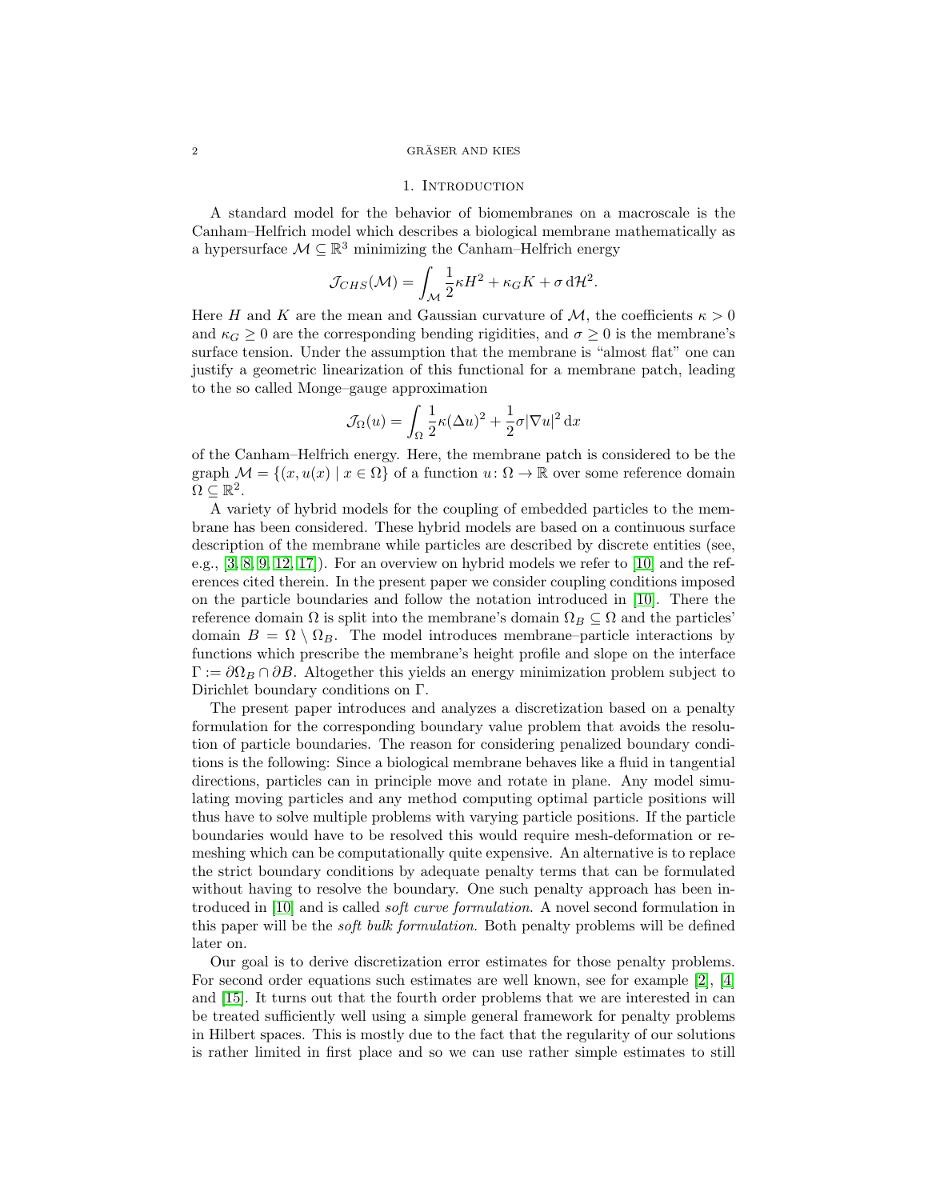# 1. Introduction

A standard model for the behavior of biomembranes on a macroscale is the Canham–Helfrich model which describes a biological membrane mathematically as a hypersurface $\mathcal{M} \subseteq \mathbb{R}^3$ minimizing the Canham–Helfrich energy

$$\mathcal{J}_{CHS}(\mathcal{M}) = \int_{\mathcal{M}} \frac{1}{2}\kappa H^2 + \kappa_G K + \sigma \,\mathrm{d}\mathcal{H}^2.$$

Here $H$ and $K$ are the mean and Gaussian curvature of $\mathcal{M}$, the coefficients $\kappa > 0$ and $\kappa_G \geq 0$ are the corresponding bending rigidities, and $\sigma \geq 0$ is the membrane's surface tension. Under the assumption that the membrane is "almost flat" one can justify a geometric linearization of this functional for a membrane patch, leading to the so called Monge–gauge approximation

$$\mathcal{J}_\Omega(u) = \int_\Omega \frac{1}{2}\kappa(\Delta u)^2 + \frac{1}{2}\sigma|\nabla u|^2 \,\mathrm{d}x$$

of the Canham–Helfrich energy. Here, the membrane patch is considered to be the graph $\mathcal{M} = \{(x, u(x) \mid x \in \Omega\}$ of a function $u \colon \Omega \to \mathbb{R}$ over some reference domain $\Omega \subseteq \mathbb{R}^2$.

A variety of hybrid models for the coupling of embedded particles to the membrane has been considered. These hybrid models are based on a continuous surface description of the membrane while particles are described by discrete entities (see, e.g., [3, 8, 9, 12, 17]). For an overview on hybrid models we refer to [10] and the references cited therein. In the present paper we consider coupling conditions imposed on the particle boundaries and follow the notation introduced in [10]. There the reference domain $\Omega$ is split into the membrane's domain $\Omega_B \subseteq \Omega$ and the particles' domain $B = \Omega \setminus \Omega_B$. The model introduces membrane–particle interactions by functions which prescribe the membrane's height profile and slope on the interface $\Gamma := \partial\Omega_B \cap \partial B$. Altogether this yields an energy minimization problem subject to Dirichlet boundary conditions on $\Gamma$.

The present paper introduces and analyzes a discretization based on a penalty formulation for the corresponding boundary value problem that avoids the resolution of particle boundaries. The reason for considering penalized boundary conditions is the following: Since a biological membrane behaves like a fluid in tangential directions, particles can in principle move and rotate in plane. Any model simulating moving particles and any method computing optimal particle positions will thus have to solve multiple problems with varying particle positions. If the particle boundaries would have to be resolved this would require mesh-deformation or remeshing which can be computationally quite expensive. An alternative is to replace the strict boundary conditions by adequate penalty terms that can be formulated without having to resolve the boundary. One such penalty approach has been introduced in [10] and is called *soft curve formulation*. A novel second formulation in this paper will be the *soft bulk formulation*. Both penalty problems will be defined later on.

Our goal is to derive discretization error estimates for those penalty problems. For second order equations such estimates are well known, see for example [2], [4] and [15]. It turns out that the fourth order problems that we are interested in can be treated sufficiently well using a simple general framework for penalty problems in Hilbert spaces. This is mostly due to the fact that the regularity of our solutions is rather limited in first place and so we can use rather simple estimates to still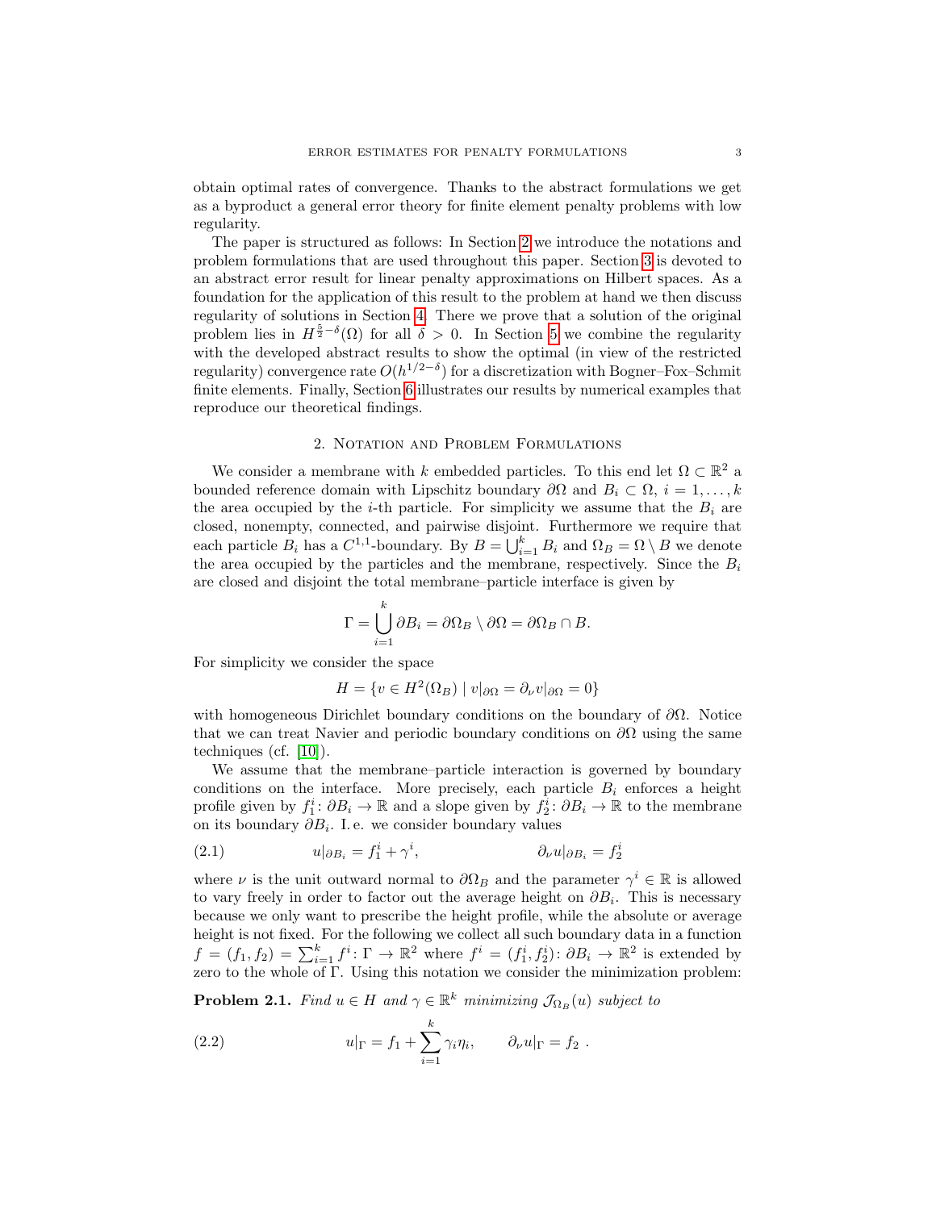obtain optimal rates of convergence. Thanks to the abstract formulations we get as a byproduct a general error theory for finite element penalty problems with low regularity.

The paper is structured as follows: In Section 2 we introduce the notations and problem formulations that are used throughout this paper. Section 3 is devoted to an abstract error result for linear penalty approximations on Hilbert spaces. As a foundation for the application of this result to the problem at hand we then discuss regularity of solutions in Section 4. There we prove that a solution of the original problem lies in $H^{\frac{5}{2}-\delta}(\Omega)$ for all $\delta > 0$. In Section 5 we combine the regularity with the developed abstract results to show the optimal (in view of the restricted regularity) convergence rate $O(h^{1/2-\delta})$ for a discretization with Bogner–Fox–Schmit finite elements. Finally, Section 6 illustrates our results by numerical examples that reproduce our theoretical findings.

## 2. Notation and Problem Formulations

We consider a membrane with $k$ embedded particles. To this end let $\Omega \subset \mathbb{R}^2$ a bounded reference domain with Lipschitz boundary $\partial\Omega$ and $B_i \subset \Omega$, $i = 1, \dots, k$ the area occupied by the $i$-th particle. For simplicity we assume that the $B_i$ are closed, nonempty, connected, and pairwise disjoint. Furthermore we require that each particle $B_i$ has a $C^{1,1}$-boundary. By $B = \bigcup_{i=1}^{k} B_i$ and $\Omega_B = \Omega \setminus B$ we denote the area occupied by the particles and the membrane, respectively. Since the $B_i$ are closed and disjoint the total membrane–particle interface is given by

$$\Gamma = \bigcup_{i=1}^{k} \partial B_i = \partial\Omega_B \setminus \partial\Omega = \partial\Omega_B \cap B.$$

For simplicity we consider the space

$$H = \{v \in H^2(\Omega_B) \mid v|_{\partial\Omega} = \partial_\nu v|_{\partial\Omega} = 0\}$$

with homogeneous Dirichlet boundary conditions on the boundary of $\partial\Omega$. Notice that we can treat Navier and periodic boundary conditions on $\partial\Omega$ using the same techniques (cf. [10]).

We assume that the membrane–particle interaction is governed by boundary conditions on the interface. More precisely, each particle $B_i$ enforces a height profile given by $f_1^i \colon \partial B_i \to \mathbb{R}$ and a slope given by $f_2^i \colon \partial B_i \to \mathbb{R}$ to the membrane on its boundary $\partial B_i$. I. e. we consider boundary values

$$u|_{\partial B_i} = f_1^i + \gamma^i, \qquad\qquad \partial_\nu u|_{\partial B_i} = f_2^i \tag{2.1}$$

where $\nu$ is the unit outward normal to $\partial\Omega_B$ and the parameter $\gamma^i \in \mathbb{R}$ is allowed to vary freely in order to factor out the average height on $\partial B_i$. This is necessary because we only want to prescribe the height profile, while the absolute or average height is not fixed. For the following we collect all such boundary data in a function $f = (f_1, f_2) = \sum_{i=1}^{k} f^i \colon \Gamma \to \mathbb{R}^2$ where $f^i = (f_1^i, f_2^i) \colon \partial B_i \to \mathbb{R}^2$ is extended by zero to the whole of $\Gamma$. Using this notation we consider the minimization problem:

**Problem 2.1.** *Find $u \in H$ and $\gamma \in \mathbb{R}^k$ minimizing $\mathcal{J}_{\Omega_B}(u)$ subject to*

$$u|_\Gamma = f_1 + \sum_{i=1}^{k} \gamma_i \eta_i, \qquad \partial_\nu u|_\Gamma = f_2 \ . \tag{2.2}$$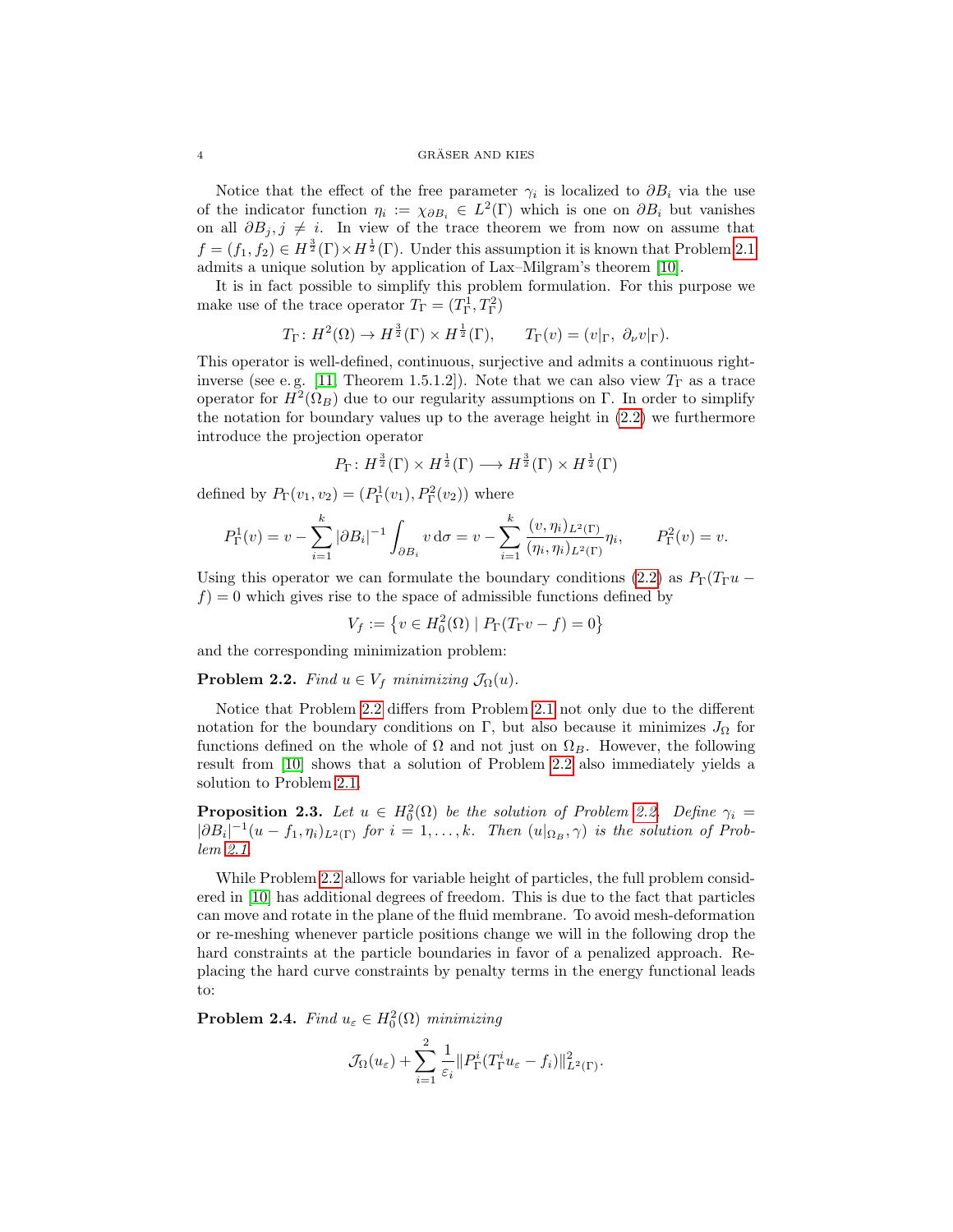Notice that the effect of the free parameter $\gamma_i$ is localized to $\partial B_i$ via the use of the indicator function $\eta_i := \chi_{\partial B_i} \in L^2(\Gamma)$ which is one on $\partial B_i$ but vanishes on all $\partial B_j, j \neq i$. In view of the trace theorem we from now on assume that $f = (f_1, f_2) \in H^{\frac{3}{2}}(\Gamma) \times H^{\frac{1}{2}}(\Gamma)$. Under this assumption it is known that Problem 2.1 admits a unique solution by application of Lax–Milgram's theorem [10].

It is in fact possible to simplify this problem formulation. For this purpose we make use of the trace operator $T_\Gamma = (T_\Gamma^1, T_\Gamma^2)$

$$T_\Gamma \colon H^2(\Omega) \to H^{\frac{3}{2}}(\Gamma) \times H^{\frac{1}{2}}(\Gamma), \qquad T_\Gamma(v) = (v|_\Gamma,\ \partial_\nu v|_\Gamma).$$

This operator is well-defined, continuous, surjective and admits a continuous right-inverse (see e. g. [11, Theorem 1.5.1.2]). Note that we can also view $T_\Gamma$ as a trace operator for $H^2(\Omega_B)$ due to our regularity assumptions on $\Gamma$. In order to simplify the notation for boundary values up to the average height in (2.2) we furthermore introduce the projection operator

$$P_\Gamma \colon H^{\frac{3}{2}}(\Gamma) \times H^{\frac{1}{2}}(\Gamma) \longrightarrow H^{\frac{3}{2}}(\Gamma) \times H^{\frac{1}{2}}(\Gamma)$$

defined by $P_\Gamma(v_1, v_2) = (P_\Gamma^1(v_1), P_\Gamma^2(v_2))$ where

$$P_\Gamma^1(v) = v - \sum_{i=1}^{k} |\partial B_i|^{-1} \int_{\partial B_i} v \, \mathrm{d}\sigma = v - \sum_{i=1}^{k} \frac{(v, \eta_i)_{L^2(\Gamma)}}{(\eta_i, \eta_i)_{L^2(\Gamma)}} \eta_i, \qquad P_\Gamma^2(v) = v.$$

Using this operator we can formulate the boundary conditions (2.2) as $P_\Gamma(T_\Gamma u - f) = 0$ which gives rise to the space of admissible functions defined by

$$V_f := \left\{ v \in H_0^2(\Omega) \mid P_\Gamma(T_\Gamma v - f) = 0 \right\}$$

and the corresponding minimization problem:

**Problem 2.2.** *Find $u \in V_f$ minimizing $\mathcal{J}_\Omega(u)$.*

Notice that Problem 2.2 differs from Problem 2.1 not only due to the different notation for the boundary conditions on $\Gamma$, but also because it minimizes $J_\Omega$ for functions defined on the whole of $\Omega$ and not just on $\Omega_B$. However, the following result from [10] shows that a solution of Problem 2.2 also immediately yields a solution to Problem 2.1.

**Proposition 2.3.** *Let $u \in H_0^2(\Omega)$ be the solution of Problem 2.2. Define $\gamma_i = |\partial B_i|^{-1}(u - f_1, \eta_i)_{L^2(\Gamma)}$ for $i = 1, \dots, k$. Then $(u|_{\Omega_B}, \gamma)$ is the solution of Problem 2.1.*

While Problem 2.2 allows for variable height of particles, the full problem considered in [10] has additional degrees of freedom. This is due to the fact that particles can move and rotate in the plane of the fluid membrane. To avoid mesh-deformation or re-meshing whenever particle positions change we will in the following drop the hard constraints at the particle boundaries in favor of a penalized approach. Replacing the hard curve constraints by penalty terms in the energy functional leads to:

**Problem 2.4.** *Find $u_\varepsilon \in H_0^2(\Omega)$ minimizing*

$$\mathcal{J}_\Omega(u_\varepsilon) + \sum_{i=1}^{2} \frac{1}{\varepsilon_i} \|P_\Gamma^i(T_\Gamma^i u_\varepsilon - f_i)\|_{L^2(\Gamma)}^2.$$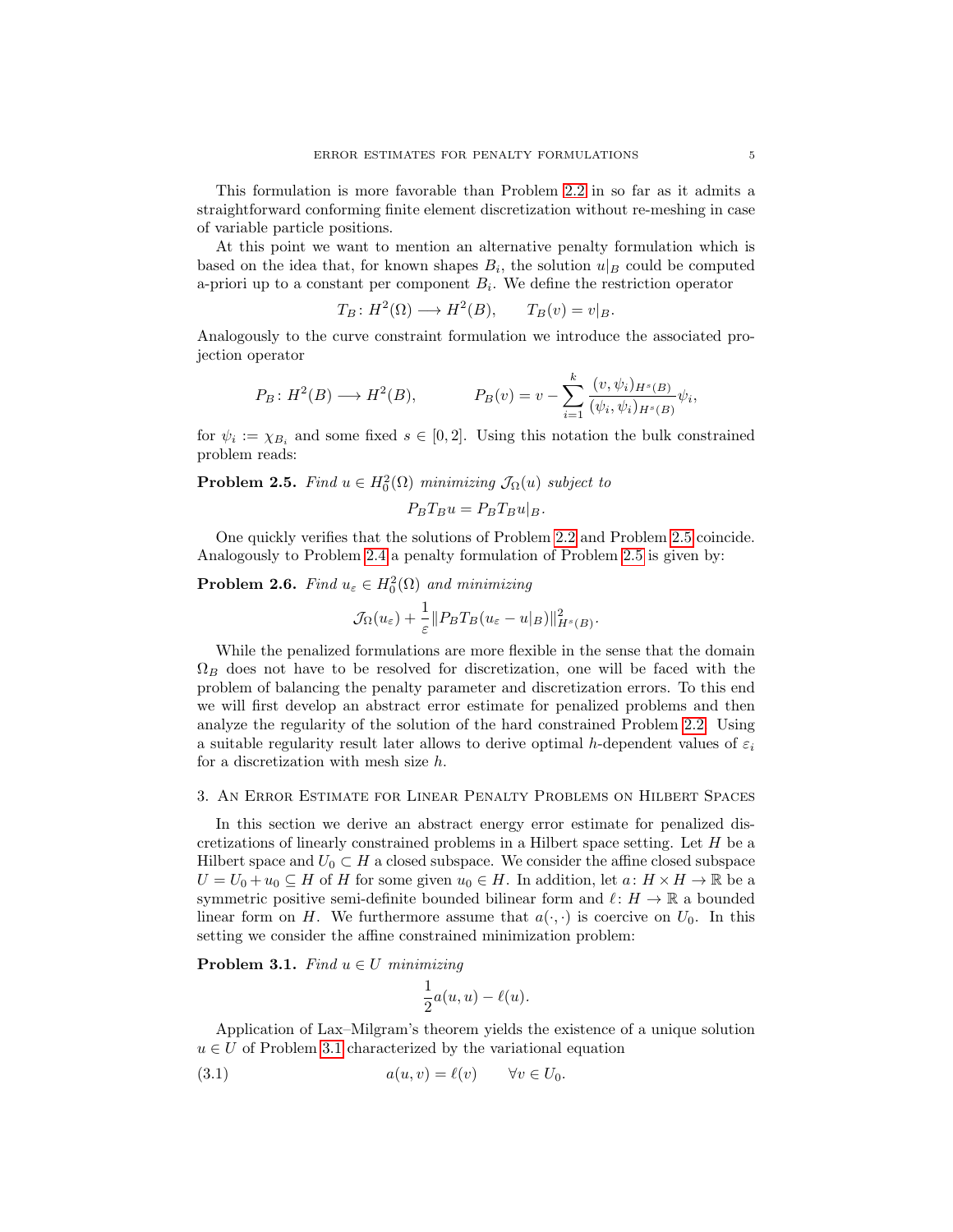This formulation is more favorable than Problem 2.2 in so far as it admits a straightforward conforming finite element discretization without re-meshing in case of variable particle positions.

At this point we want to mention an alternative penalty formulation which is based on the idea that, for known shapes $B_i$, the solution $u|_B$ could be computed a-priori up to a constant per component $B_i$. We define the restriction operator

$$T_B\colon H^2(\Omega) \longrightarrow H^2(B), \qquad T_B(v) = v|_B.$$

Analogously to the curve constraint formulation we introduce the associated projection operator

$$P_B\colon H^2(B) \longrightarrow H^2(B), \qquad P_B(v) = v - \sum_{i=1}^{k} \frac{(v,\psi_i)_{H^s(B)}}{(\psi_i,\psi_i)_{H^s(B)}}\psi_i,$$

for $\psi_i := \chi_{B_i}$ and some fixed $s \in [0,2]$. Using this notation the bulk constrained problem reads:

**Problem 2.5.** *Find $u \in H^2_0(\Omega)$ minimizing $\mathcal{J}_\Omega(u)$ subject to*

$$P_B T_B u = P_B T_B u|_B.$$

One quickly verifies that the solutions of Problem 2.2 and Problem 2.5 coincide. Analogously to Problem 2.4 a penalty formulation of Problem 2.5 is given by:

**Problem 2.6.** *Find $u_\varepsilon \in H^2_0(\Omega)$ and minimizing*

$$\mathcal{J}_\Omega(u_\varepsilon) + \frac{1}{\varepsilon}\|P_B T_B(u_\varepsilon - u|_B)\|^2_{H^s(B)}.$$

While the penalized formulations are more flexible in the sense that the domain $\Omega_B$ does not have to be resolved for discretization, one will be faced with the problem of balancing the penalty parameter and discretization errors. To this end we will first develop an abstract error estimate for penalized problems and then analyze the regularity of the solution of the hard constrained Problem 2.2. Using a suitable regularity result later allows to derive optimal $h$-dependent values of $\varepsilon_i$ for a discretization with mesh size $h$.

## 3. An Error Estimate for Linear Penalty Problems on Hilbert Spaces

In this section we derive an abstract energy error estimate for penalized discretizations of linearly constrained problems in a Hilbert space setting. Let $H$ be a Hilbert space and $U_0 \subset H$ a closed subspace. We consider the affine closed subspace $U = U_0 + u_0 \subseteq H$ of $H$ for some given $u_0 \in H$. In addition, let $a\colon H \times H \to \mathbb{R}$ be a symmetric positive semi-definite bounded bilinear form and $\ell\colon H \to \mathbb{R}$ a bounded linear form on $H$. We furthermore assume that $a(\cdot,\cdot)$ is coercive on $U_0$. In this setting we consider the affine constrained minimization problem:

**Problem 3.1.** *Find $u \in U$ minimizing*

$$\frac{1}{2}a(u,u) - \ell(u).$$

Application of Lax–Milgram's theorem yields the existence of a unique solution $u \in U$ of Problem 3.1 characterized by the variational equation

$$a(u,v) = \ell(v) \qquad \forall v \in U_0. \tag{3.1}$$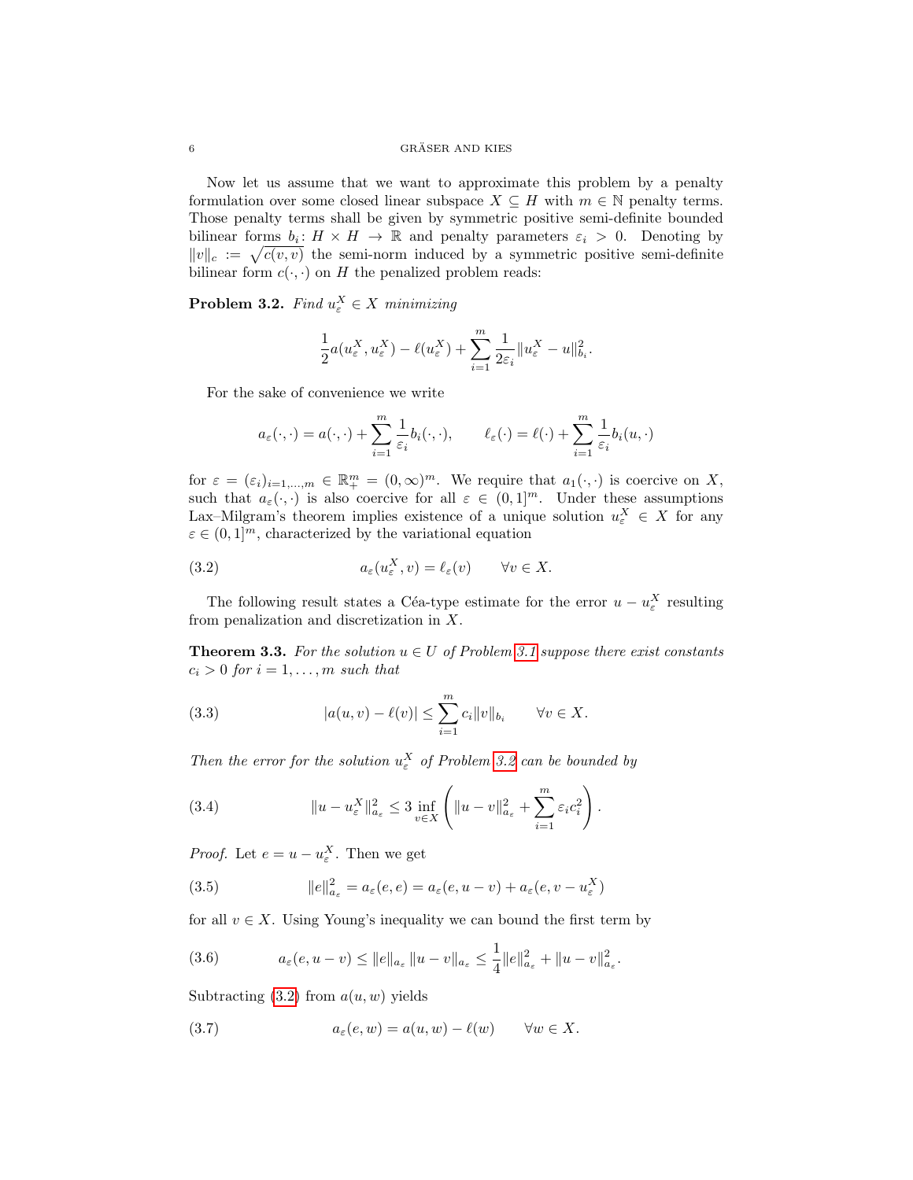Now let us assume that we want to approximate this problem by a penalty formulation over some closed linear subspace $X \subseteq H$ with $m \in \mathbb{N}$ penalty terms. Those penalty terms shall be given by symmetric positive semi-definite bounded bilinear forms $b_i \colon H \times H \to \mathbb{R}$ and penalty parameters $\varepsilon_i > 0$. Denoting by $\|v\|_c := \sqrt{c(v,v)}$ the semi-norm induced by a symmetric positive semi-definite bilinear form $c(\cdot,\cdot)$ on $H$ the penalized problem reads:

**Problem 3.2.** *Find $u_\varepsilon^X \in X$ minimizing*

$$\frac{1}{2}a(u_\varepsilon^X, u_\varepsilon^X) - \ell(u_\varepsilon^X) + \sum_{i=1}^m \frac{1}{2\varepsilon_i}\|u_\varepsilon^X - u\|_{b_i}^2.$$

For the sake of convenience we write

$$a_\varepsilon(\cdot,\cdot) = a(\cdot,\cdot) + \sum_{i=1}^m \frac{1}{\varepsilon_i} b_i(\cdot,\cdot), \qquad \ell_\varepsilon(\cdot) = \ell(\cdot) + \sum_{i=1}^m \frac{1}{\varepsilon_i} b_i(u,\cdot)$$

for $\varepsilon = (\varepsilon_i)_{i=1,\dots,m} \in \mathbb{R}_+^m = (0,\infty)^m$. We require that $a_1(\cdot,\cdot)$ is coercive on $X$, such that $a_\varepsilon(\cdot,\cdot)$ is also coercive for all $\varepsilon \in (0,1]^m$. Under these assumptions Lax–Milgram's theorem implies existence of a unique solution $u_\varepsilon^X \in X$ for any $\varepsilon \in (0,1]^m$, characterized by the variational equation

$$a_\varepsilon(u_\varepsilon^X, v) = \ell_\varepsilon(v) \qquad \forall v \in X. \tag{3.2}$$

The following result states a Céa-type estimate for the error $u - u_\varepsilon^X$ resulting from penalization and discretization in $X$.

**Theorem 3.3.** *For the solution $u \in U$ of Problem 3.1 suppose there exist constants $c_i > 0$ for $i = 1,\dots,m$ such that*

$$|a(u,v) - \ell(v)| \le \sum_{i=1}^m c_i \|v\|_{b_i} \qquad \forall v \in X. \tag{3.3}$$

*Then the error for the solution $u_\varepsilon^X$ of Problem 3.2 can be bounded by*

$$\|u - u_\varepsilon^X\|_{a_\varepsilon}^2 \le 3 \inf_{v \in X} \left( \|u - v\|_{a_\varepsilon}^2 + \sum_{i=1}^m \varepsilon_i c_i^2 \right). \tag{3.4}$$

*Proof.* Let $e = u - u_\varepsilon^X$. Then we get

$$\|e\|_{a_\varepsilon}^2 = a_\varepsilon(e,e) = a_\varepsilon(e, u - v) + a_\varepsilon(e, v - u_\varepsilon^X) \tag{3.5}$$

for all $v \in X$. Using Young's inequality we can bound the first term by

$$a_\varepsilon(e, u - v) \le \|e\|_{a_\varepsilon} \|u - v\|_{a_\varepsilon} \le \frac{1}{4}\|e\|_{a_\varepsilon}^2 + \|u - v\|_{a_\varepsilon}^2. \tag{3.6}$$

Subtracting (3.2) from $a(u,w)$ yields

$$a_\varepsilon(e, w) = a(u,w) - \ell(w) \qquad \forall w \in X. \tag{3.7}$$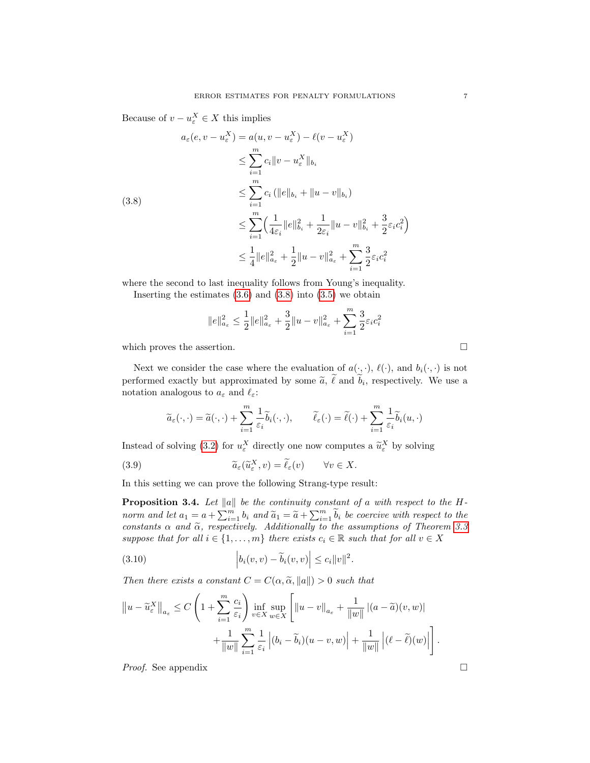Because of $v - u_\varepsilon^X \in X$ this implies

$$
\begin{aligned}
a_\varepsilon(e, v - u_\varepsilon^X) &= a(u, v - u_\varepsilon^X) - \ell(v - u_\varepsilon^X) \\
&\leq \sum_{i=1}^m c_i \|v - u_\varepsilon^X\|_{b_i} \\
&\leq \sum_{i=1}^m c_i \left(\|e\|_{b_i} + \|u - v\|_{b_i}\right) \\
&\leq \sum_{i=1}^m \Big( \frac{1}{4\varepsilon_i} \|e\|_{b_i}^2 + \frac{1}{2\varepsilon_i} \|u - v\|_{b_i}^2 + \frac{3}{2} \varepsilon_i c_i^2 \Big) \\
&\leq \frac{1}{4} \|e\|_{a_\varepsilon}^2 + \frac{1}{2} \|u - v\|_{a_\varepsilon}^2 + \sum_{i=1}^m \frac{3}{2} \varepsilon_i c_i^2
\end{aligned}
\tag{3.8}
$$

where the second to last inequality follows from Young's inequality.

Inserting the estimates (3.6) and (3.8) into (3.5) we obtain

$$
\|e\|_{a_\varepsilon}^2 \leq \frac{1}{2} \|e\|_{a_\varepsilon}^2 + \frac{3}{2} \|u - v\|_{a_\varepsilon}^2 + \sum_{i=1}^m \frac{3}{2} \varepsilon_i c_i^2
$$

which proves the assertion. $\square$

Next we consider the case where the evaluation of $a(\cdot, \cdot)$, $\ell(\cdot)$, and $b_i(\cdot, \cdot)$ is not performed exactly but approximated by some $\widetilde{a}$, $\widetilde{\ell}$ and $\widetilde{b}_i$, respectively. We use a notation analogous to $a_\varepsilon$ and $\ell_\varepsilon$:

$$
\widetilde{a}_\varepsilon(\cdot, \cdot) = \widetilde{a}(\cdot, \cdot) + \sum_{i=1}^m \frac{1}{\varepsilon_i} \widetilde{b}_i(\cdot, \cdot), \qquad \widetilde{\ell}_\varepsilon(\cdot) = \widetilde{\ell}(\cdot) + \sum_{i=1}^m \frac{1}{\varepsilon_i} \widetilde{b}_i(u, \cdot)
$$

Instead of solving (3.2) for $u_\varepsilon^X$ directly one now computes a $\widetilde{u}_\varepsilon^X$ by solving

$$
\widetilde{a}_\varepsilon(\widetilde{u}_\varepsilon^X, v) = \widetilde{\ell}_\varepsilon(v) \qquad \forall v \in X. \tag{3.9}
$$

In this setting we can prove the following Strang-type result:

**Proposition 3.4.** *Let $\|a\|$ be the continuity constant of $a$ with respect to the $H$-norm and let $a_1 = a + \sum_{i=1}^m b_i$ and $\widetilde{a}_1 = \widetilde{a} + \sum_{i=1}^m \widetilde{b}_i$ be coercive with respect to the constants $\alpha$ and $\widetilde{\alpha}$, respectively. Additionally to the assumptions of Theorem 3.3 suppose that for all $i \in \{1, \ldots, m\}$ there exists $c_i \in \mathbb{R}$ such that for all $v \in X$*

$$
\left| b_i(v, v) - \widetilde{b}_i(v, v) \right| \leq c_i \|v\|^2. \tag{3.10}
$$

*Then there exists a constant $C = C(\alpha, \widetilde{\alpha}, \|a\|) > 0$ such that*

$$
\begin{aligned}
\left\| u - \widetilde{u}_\varepsilon^X \right\|_{a_\varepsilon} \leq C \left( 1 + \sum_{i=1}^m \frac{c_i}{\varepsilon_i} \right) \inf_{v \in X} \sup_{w \in X} \Bigg[ & \|u - v\|_{a_\varepsilon} + \frac{1}{\|w\|} \left| (a - \widetilde{a})(v, w) \right| \\
& + \frac{1}{\|w\|} \sum_{i=1}^m \frac{1}{\varepsilon_i} \left| (b_i - \widetilde{b}_i)(u - v, w) \right| + \frac{1}{\|w\|} \left| (\ell - \widetilde{\ell})(w) \right| \Bigg].
\end{aligned}
$$

*Proof.* See appendix $\square$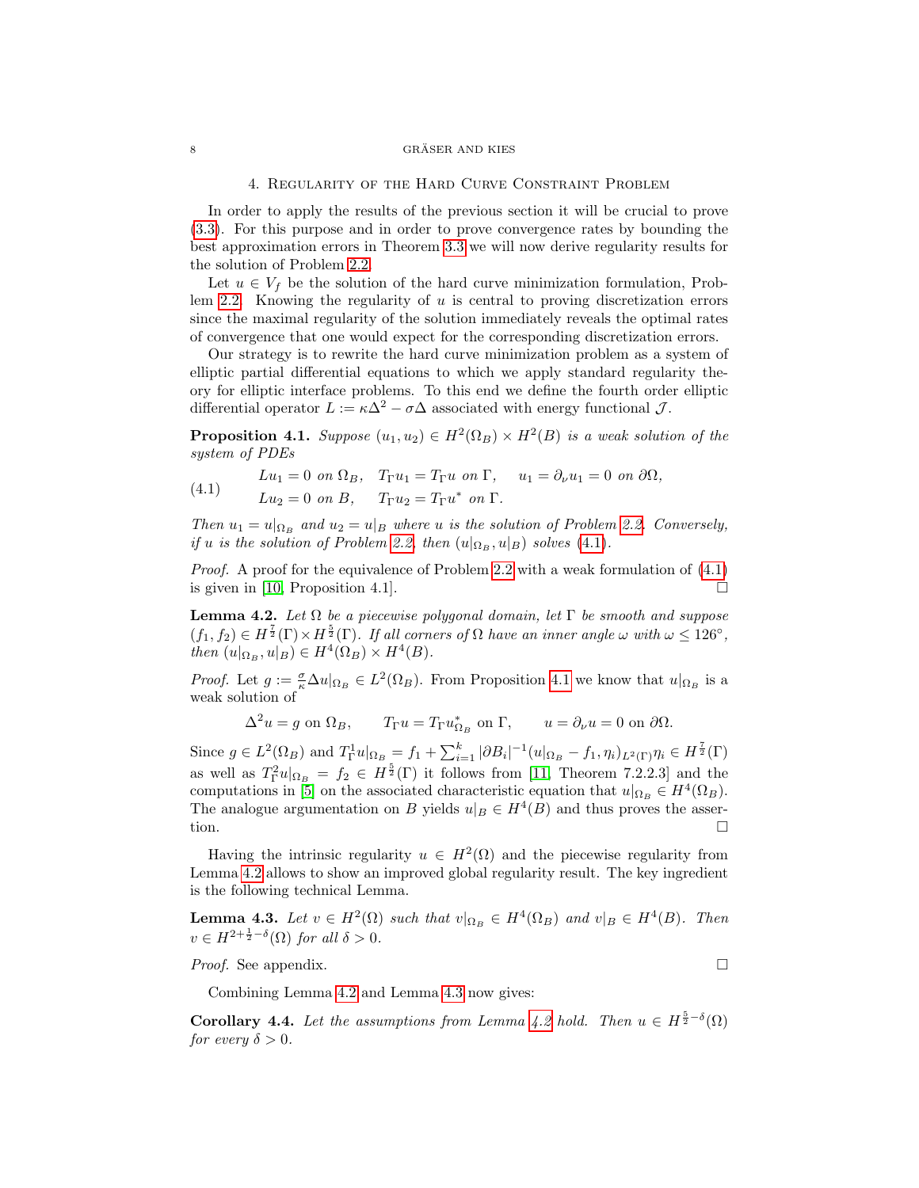## 4. Regularity of the Hard Curve Constraint Problem

In order to apply the results of the previous section it will be crucial to prove (3.3). For this purpose and in order to prove convergence rates by bounding the best approximation errors in Theorem 3.3 we will now derive regularity results for the solution of Problem 2.2.

Let $u \in V_f$ be the solution of the hard curve minimization formulation, Problem 2.2. Knowing the regularity of $u$ is central to proving discretization errors since the maximal regularity of the solution immediately reveals the optimal rates of convergence that one would expect for the corresponding discretization errors.

Our strategy is to rewrite the hard curve minimization problem as a system of elliptic partial differential equations to which we apply standard regularity theory for elliptic interface problems. To this end we define the fourth order elliptic differential operator $L := \kappa\Delta^2 - \sigma\Delta$ associated with energy functional $\mathcal{J}$.

**Proposition 4.1.** *Suppose $(u_1, u_2) \in H^2(\Omega_B) \times H^2(B)$ is a weak solution of the system of PDEs*

$$
\begin{aligned}
&Lu_1 = 0 \text{ on } \Omega_B, \quad T_\Gamma u_1 = T_\Gamma u \text{ on } \Gamma, \quad u_1 = \partial_\nu u_1 = 0 \text{ on } \partial\Omega, \\
&Lu_2 = 0 \text{ on } B, \quad T_\Gamma u_2 = T_\Gamma u^* \text{ on } \Gamma.
\end{aligned} \tag{4.1}
$$

*Then $u_1 = u|_{\Omega_B}$ and $u_2 = u|_B$ where $u$ is the solution of Problem 2.2. Conversely, if $u$ is the solution of Problem 2.2, then $(u|_{\Omega_B}, u|_B)$ solves (4.1).*

*Proof.* A proof for the equivalence of Problem 2.2 with a weak formulation of (4.1) is given in [10, Proposition 4.1]. $\square$

**Lemma 4.2.** *Let $\Omega$ be a piecewise polygonal domain, let $\Gamma$ be smooth and suppose $(f_1, f_2) \in H^{\frac{7}{2}}(\Gamma) \times H^{\frac{5}{2}}(\Gamma)$. If all corners of $\Omega$ have an inner angle $\omega$ with $\omega \le 126°$, then $(u|_{\Omega_B}, u|_B) \in H^4(\Omega_B) \times H^4(B)$.*

*Proof.* Let $g := \frac{\sigma}{\kappa}\Delta u|_{\Omega_B} \in L^2(\Omega_B)$. From Proposition 4.1 we know that $u|_{\Omega_B}$ is a weak solution of

$$
\Delta^2 u = g \text{ on } \Omega_B, \qquad T_\Gamma u = T_\Gamma u^*_{\Omega_B} \text{ on } \Gamma, \qquad u = \partial_\nu u = 0 \text{ on } \partial\Omega.
$$

Since $g \in L^2(\Omega_B)$ and $T^1_\Gamma u|_{\Omega_B} = f_1 + \sum_{i=1}^k |\partial B_i|^{-1}(u|_{\Omega_B} - f_1, \eta_i)_{L^2(\Gamma)}\eta_i \in H^{\frac{7}{2}}(\Gamma)$ as well as $T^2_\Gamma u|_{\Omega_B} = f_2 \in H^{\frac{5}{2}}(\Gamma)$ it follows from [11, Theorem 7.2.2.3] and the computations in [5] on the associated characteristic equation that $u|_{\Omega_B} \in H^4(\Omega_B)$. The analogue argumentation on $B$ yields $u|_B \in H^4(B)$ and thus proves the assertion. $\square$

Having the intrinsic regularity $u \in H^2(\Omega)$ and the piecewise regularity from Lemma 4.2 allows to show an improved global regularity result. The key ingredient is the following technical Lemma.

**Lemma 4.3.** *Let $v \in H^2(\Omega)$ such that $v|_{\Omega_B} \in H^4(\Omega_B)$ and $v|_B \in H^4(B)$. Then $v \in H^{2+\frac{1}{2}-\delta}(\Omega)$ for all $\delta > 0$.*

*Proof.* See appendix. $\square$

Combining Lemma 4.2 and Lemma 4.3 now gives:

**Corollary 4.4.** *Let the assumptions from Lemma 4.2 hold. Then $u \in H^{\frac{5}{2}-\delta}(\Omega)$ for every $\delta > 0$.*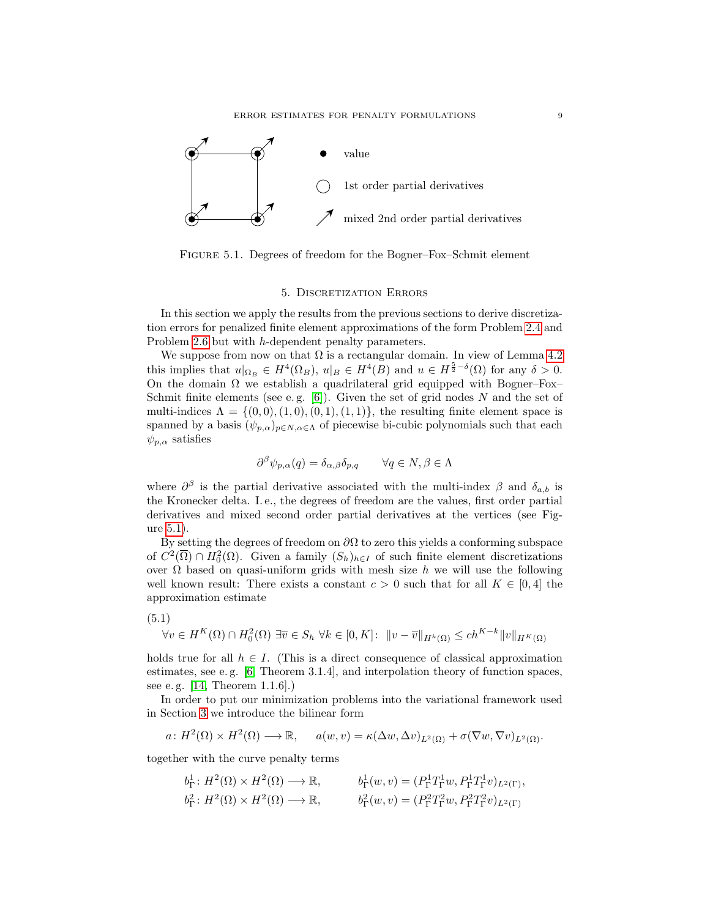value

1st order partial derivatives

mixed 2nd order partial derivatives

FIGURE 5.1. Degrees of freedom for the Bogner–Fox–Schmit element

## 5. Discretization Errors

In this section we apply the results from the previous sections to derive discretization errors for penalized finite element approximations of the form Problem 2.4 and Problem 2.6 but with $h$-dependent penalty parameters.

We suppose from now on that $\Omega$ is a rectangular domain. In view of Lemma 4.2 this implies that $u|_{\Omega_B} \in H^4(\Omega_B)$, $u|_B \in H^4(B)$ and $u \in H^{\frac{5}{2}-\delta}(\Omega)$ for any $\delta > 0$. On the domain $\Omega$ we establish a quadrilateral grid equipped with Bogner–Fox–Schmit finite elements (see e.g. [6]). Given the set of grid nodes $N$ and the set of multi-indices $\Lambda = \{(0,0),(1,0),(0,1),(1,1)\}$, the resulting finite element space is spanned by a basis $(\psi_{p,\alpha})_{p\in N,\alpha\in\Lambda}$ of piecewise bi-cubic polynomials such that each $\psi_{p,\alpha}$ satisfies

$$\partial^\beta \psi_{p,\alpha}(q) = \delta_{\alpha,\beta}\delta_{p,q} \qquad \forall q \in N, \beta \in \Lambda$$

where $\partial^\beta$ is the partial derivative associated with the multi-index $\beta$ and $\delta_{a,b}$ is the Kronecker delta. I. e., the degrees of freedom are the values, first order partial derivatives and mixed second order partial derivatives at the vertices (see Figure 5.1).

By setting the degrees of freedom on $\partial\Omega$ to zero this yields a conforming subspace of $C^2(\overline{\Omega}) \cap H^2_0(\Omega)$. Given a family $(S_h)_{h\in I}$ of such finite element discretizations over $\Omega$ based on quasi-uniform grids with mesh size $h$ we will use the following well known result: There exists a constant $c > 0$ such that for all $K \in [0,4]$ the approximation estimate

(5.1)
$$\forall v \in H^K(\Omega) \cap H^2_0(\Omega)\ \exists \overline{v} \in S_h\ \forall k \in [0,K]\colon\ \|v - \overline{v}\|_{H^k(\Omega)} \le ch^{K-k}\|v\|_{H^K(\Omega)}$$

holds true for all $h \in I$. (This is a direct consequence of classical approximation estimates, see e.g. [6, Theorem 3.1.4], and interpolation theory of function spaces, see e.g. [14, Theorem 1.1.6].)

In order to put our minimization problems into the variational framework used in Section 3 we introduce the bilinear form

$$a\colon H^2(\Omega) \times H^2(\Omega) \longrightarrow \mathbb{R}, \qquad a(w,v) = \kappa(\Delta w, \Delta v)_{L^2(\Omega)} + \sigma(\nabla w, \nabla v)_{L^2(\Omega)}.$$

together with the curve penalty terms

$$b^1_\Gamma\colon H^2(\Omega) \times H^2(\Omega) \longrightarrow \mathbb{R}, \qquad b^1_\Gamma(w,v) = (P^1_\Gamma T^1_\Gamma w, P^1_\Gamma T^1_\Gamma v)_{L^2(\Gamma)},$$
$$b^2_\Gamma\colon H^2(\Omega) \times H^2(\Omega) \longrightarrow \mathbb{R}, \qquad b^2_\Gamma(w,v) = (P^2_\Gamma T^2_\Gamma w, P^2_\Gamma T^2_\Gamma v)_{L^2(\Gamma)}$$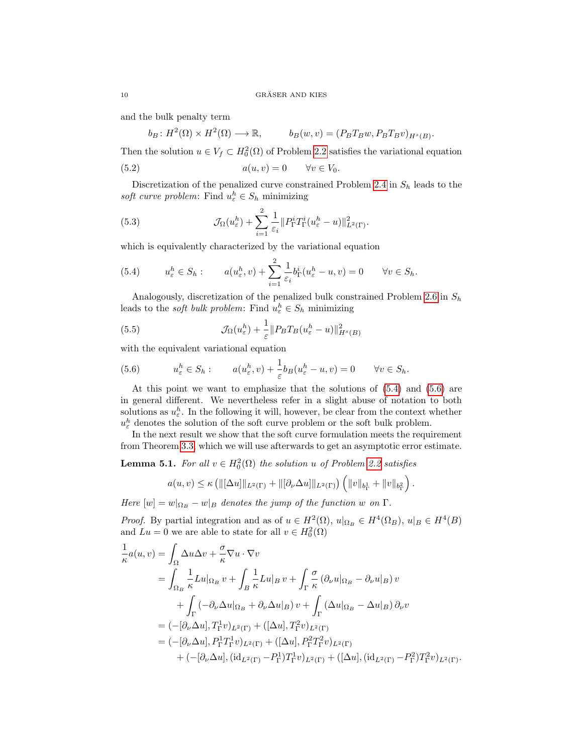and the bulk penalty term

$$b_B\colon H^2(\Omega) \times H^2(\Omega) \longrightarrow \mathbb{R}, \qquad b_B(w,v) = (P_B T_B w, P_B T_B v)_{H^s(B)}.$$

Then the solution $u \in V_f \subset H_0^2(\Omega)$ of Problem 2.2 satisfies the variational equation

$$a(u,v) = 0 \qquad \forall v \in V_0. \tag{5.2}$$

Discretization of the penalized curve constrained Problem 2.4 in $S_h$ leads to the *soft curve problem*: Find $u_\varepsilon^h \in S_h$ minimizing

$$\mathcal{J}_\Omega(u_\varepsilon^h) + \sum_{i=1}^{2} \frac{1}{\varepsilon_i} \|P_\Gamma^i T_\Gamma^i (u_\varepsilon^h - u)\|_{L^2(\Gamma)}^2. \tag{5.3}$$

which is equivalently characterized by the variational equation

$$u_\varepsilon^h \in S_h : \qquad a(u_\varepsilon^h, v) + \sum_{i=1}^{2} \frac{1}{\varepsilon_i} b_\Gamma^i(u_\varepsilon^h - u, v) = 0 \qquad \forall v \in S_h. \tag{5.4}$$

Analogously, discretization of the penalized bulk constrained Problem 2.6 in $S_h$ leads to the *soft bulk problem*: Find $u_\varepsilon^h \in S_h$ minimizing

$$\mathcal{J}_\Omega(u_\varepsilon^h) + \frac{1}{\varepsilon} \|P_B T_B (u_\varepsilon^h - u)\|_{H^s(B)}^2 \tag{5.5}$$

with the equivalent variational equation

$$u_\varepsilon^h \in S_h : \qquad a(u_\varepsilon^h, v) + \frac{1}{\varepsilon} b_B(u_\varepsilon^h - u, v) = 0 \qquad \forall v \in S_h. \tag{5.6}$$

At this point we want to emphasize that the solutions of (5.4) and (5.6) are in general different. We nevertheless refer in a slight abuse of notation to both solutions as $u_\varepsilon^h$. In the following it will, however, be clear from the context whether $u_\varepsilon^h$ denotes the solution of the soft curve problem or the soft bulk problem.

In the next result we show that the soft curve formulation meets the requirement from Theorem 3.3, which we will use afterwards to get an asymptotic error estimate.

**Lemma 5.1.** *For all $v \in H_0^2(\Omega)$ the solution $u$ of Problem 2.2 satisfies*

$$a(u,v) \le \kappa \left( \|[\Delta u]\|_{L^2(\Gamma)} + \|[\partial_\nu \Delta u]\|_{L^2(\Gamma)} \right) \left( \|v\|_{b_\Gamma^1} + \|v\|_{b_\Gamma^2} \right).$$

*Here $[w] = w|_{\Omega_B} - w|_B$ denotes the jump of the function $w$ on $\Gamma$.*

*Proof.* By partial integration and as of $u \in H^2(\Omega)$, $u|_{\Omega_B} \in H^4(\Omega_B)$, $u|_B \in H^4(B)$ and $Lu = 0$ we are able to state for all $v \in H_0^2(\Omega)$

$$\begin{aligned}
\frac{1}{\kappa} a(u,v) &= \int_\Omega \Delta u \Delta v + \frac{\sigma}{\kappa} \nabla u \cdot \nabla v \\
&= \int_{\Omega_B} \frac{1}{\kappa} Lu|_{\Omega_B}\, v + \int_B \frac{1}{\kappa} Lu|_B\, v + \int_\Gamma \frac{\sigma}{\kappa} \left( \partial_\nu u|_{\Omega_B} - \partial_\nu u|_B \right) v \\
&\quad + \int_\Gamma \left( -\partial_\nu \Delta u|_{\Omega_B} + \partial_\nu \Delta u|_B \right) v + \int_\Gamma \left( \Delta u|_{\Omega_B} - \Delta u|_B \right) \partial_\nu v \\
&= (-[\partial_\nu \Delta u], T_\Gamma^1 v)_{L^2(\Gamma)} + ([\Delta u], T_\Gamma^2 v)_{L^2(\Gamma)} \\
&= (-[\partial_\nu \Delta u], P_\Gamma^1 T_\Gamma^1 v)_{L^2(\Gamma)} + ([\Delta u], P_\Gamma^2 T_\Gamma^2 v)_{L^2(\Gamma)} \\
&\quad + (-[\partial_\nu \Delta u], (\mathrm{id}_{L^2(\Gamma)} - P_\Gamma^1) T_\Gamma^1 v)_{L^2(\Gamma)} + ([\Delta u], (\mathrm{id}_{L^2(\Gamma)} - P_\Gamma^2) T_\Gamma^2 v)_{L^2(\Gamma)}.
\end{aligned}$$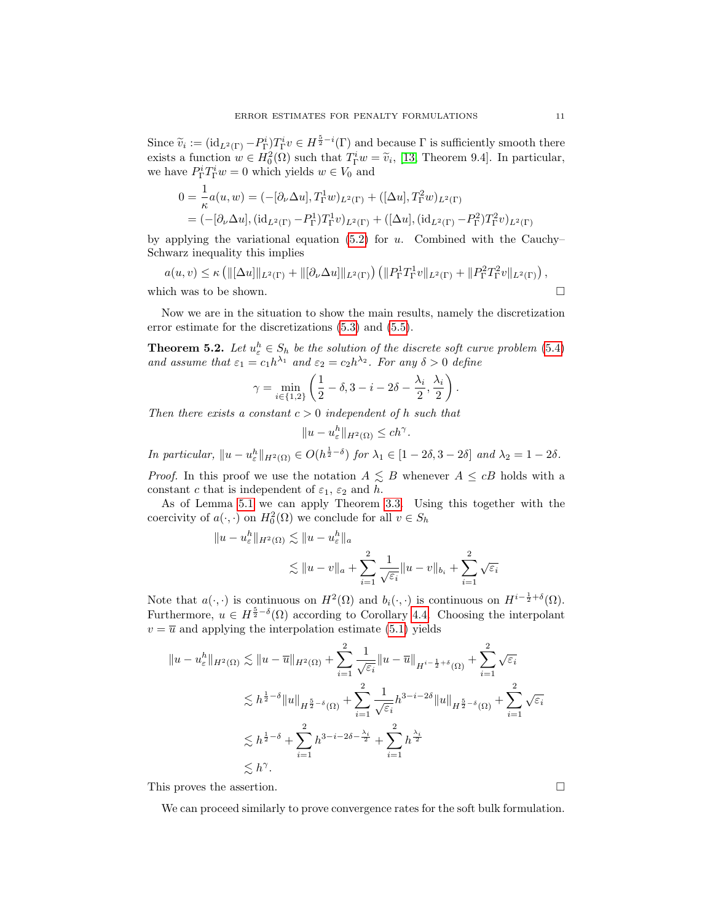Since $\widetilde{v}_i := (\mathrm{id}_{L^2(\Gamma)} - P^i_\Gamma)T^i_\Gamma v \in H^{\frac{5}{2}-i}(\Gamma)$ and because $\Gamma$ is sufficiently smooth there exists a function $w \in H^2_0(\Omega)$ such that $T^i_\Gamma w = \widetilde{v}_i$, [13, Theorem 9.4]. In particular, we have $P^i_\Gamma T^i_\Gamma w = 0$ which yields $w \in V_0$ and

$$
\begin{aligned}
0 = \frac{1}{\kappa} a(u, w) &= (-[\partial_\nu \Delta u], T^1_\Gamma w)_{L^2(\Gamma)} + ([\Delta u], T^2_\Gamma w)_{L^2(\Gamma)} \\
&= (-[\partial_\nu \Delta u], (\mathrm{id}_{L^2(\Gamma)} - P^1_\Gamma)T^1_\Gamma v)_{L^2(\Gamma)} + ([\Delta u], (\mathrm{id}_{L^2(\Gamma)} - P^2_\Gamma)T^2_\Gamma v)_{L^2(\Gamma)}
\end{aligned}
$$

by applying the variational equation (5.2) for $u$. Combined with the Cauchy–Schwarz inequality this implies

$$
a(u, v) \leq \kappa \left( \|[\Delta u]\|_{L^2(\Gamma)} + \|[\partial_\nu \Delta u]\|_{L^2(\Gamma)} \right) \left( \|P^1_\Gamma T^1_\Gamma v\|_{L^2(\Gamma)} + \|P^2_\Gamma T^2_\Gamma v\|_{L^2(\Gamma)} \right),
$$

which was to be shown. $\square$

Now we are in the situation to show the main results, namely the discretization error estimate for the discretizations (5.3) and (5.5).

**Theorem 5.2.** *Let $u^h_\varepsilon \in S_h$ be the solution of the discrete soft curve problem (5.4) and assume that $\varepsilon_1 = c_1 h^{\lambda_1}$ and $\varepsilon_2 = c_2 h^{\lambda_2}$. For any $\delta > 0$ define*

$$
\gamma = \min_{i \in \{1,2\}} \left( \frac{1}{2} - \delta, 3 - i - 2\delta - \frac{\lambda_i}{2}, \frac{\lambda_i}{2} \right).
$$

*Then there exists a constant $c > 0$ independent of $h$ such that*

$$
\|u - u^h_\varepsilon\|_{H^2(\Omega)} \leq c h^\gamma.
$$

*In particular, $\|u - u^h_\varepsilon\|_{H^2(\Omega)} \in O(h^{\frac{1}{2}-\delta})$ for $\lambda_1 \in [1 - 2\delta, 3 - 2\delta]$ and $\lambda_2 = 1 - 2\delta$.*

*Proof.* In this proof we use the notation $A \lesssim B$ whenever $A \leq cB$ holds with a constant $c$ that is independent of $\varepsilon_1$, $\varepsilon_2$ and $h$.

As of Lemma 5.1 we can apply Theorem 3.3. Using this together with the coercivity of $a(\cdot, \cdot)$ on $H^2_0(\Omega)$ we conclude for all $v \in S_h$

$$
\begin{aligned}
\|u - u^h_\varepsilon\|_{H^2(\Omega)} &\lesssim \|u - u^h_\varepsilon\|_a \\
&\lesssim \|u - v\|_a + \sum_{i=1}^{2} \frac{1}{\sqrt{\varepsilon_i}} \|u - v\|_{b_i} + \sum_{i=1}^{2} \sqrt{\varepsilon_i}
\end{aligned}
$$

Note that $a(\cdot, \cdot)$ is continuous on $H^2(\Omega)$ and $b_i(\cdot, \cdot)$ is continuous on $H^{i-\frac{1}{2}+\delta}(\Omega)$. Furthermore, $u \in H^{\frac{5}{2}-\delta}(\Omega)$ according to Corollary 4.4. Choosing the interpolant $v = \overline{u}$ and applying the interpolation estimate (5.1) yields

$$
\begin{aligned}
\|u - u^h_\varepsilon\|_{H^2(\Omega)} &\lesssim \|u - \overline{u}\|_{H^2(\Omega)} + \sum_{i=1}^{2} \frac{1}{\sqrt{\varepsilon_i}} \|u - \overline{u}\|_{H^{i-\frac{1}{2}+\delta}(\Omega)} + \sum_{i=1}^{2} \sqrt{\varepsilon_i} \\
&\lesssim h^{\frac{1}{2}-\delta} \|u\|_{H^{\frac{5}{2}-\delta}(\Omega)} + \sum_{i=1}^{2} \frac{1}{\sqrt{\varepsilon_i}} h^{3-i-2\delta} \|u\|_{H^{\frac{5}{2}-\delta}(\Omega)} + \sum_{i=1}^{2} \sqrt{\varepsilon_i} \\
&\lesssim h^{\frac{1}{2}-\delta} + \sum_{i=1}^{2} h^{3-i-2\delta-\frac{\lambda_i}{2}} + \sum_{i=1}^{2} h^{\frac{\lambda_i}{2}} \\
&\lesssim h^\gamma.
\end{aligned}
$$

This proves the assertion. $\square$

We can proceed similarly to prove convergence rates for the soft bulk formulation.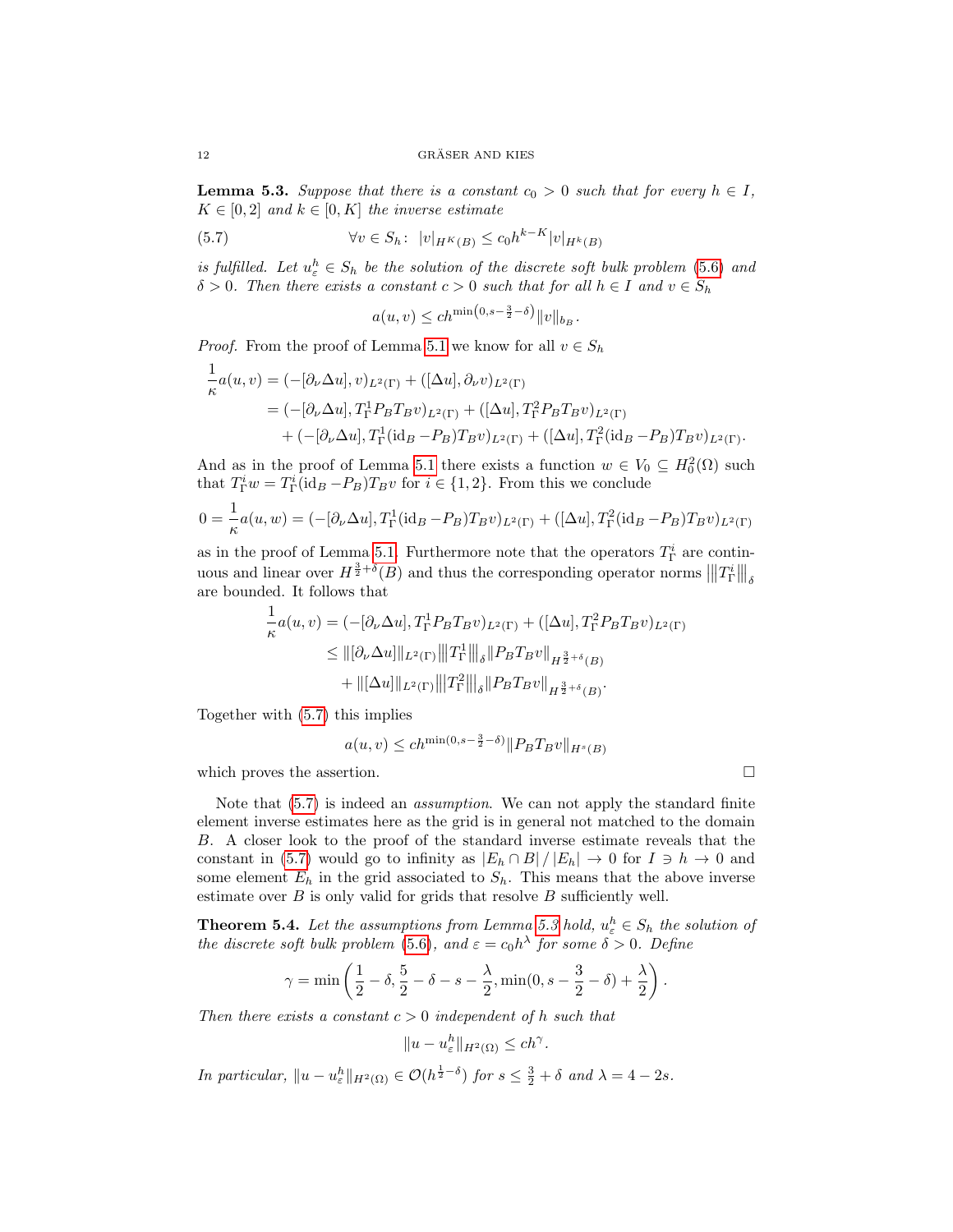**Lemma 5.3.** *Suppose that there is a constant $c_0 > 0$ such that for every $h \in I$, $K \in [0, 2]$ and $k \in [0, K]$ the inverse estimate*

$$\forall v \in S_h: \ |v|_{H^K(B)} \leq c_0 h^{k-K} |v|_{H^k(B)} \tag{5.7}$$

*is fulfilled. Let $u^h_\varepsilon \in S_h$ be the solution of the discrete soft bulk problem (5.6) and $\delta > 0$. Then there exists a constant $c > 0$ such that for all $h \in I$ and $v \in S_h$*

$$a(u, v) \leq c h^{\min\left(0, s - \frac{3}{2} - \delta\right)} \|v\|_{b_B}.$$

*Proof.* From the proof of Lemma 5.1 we know for all $v \in S_h$

$$\begin{aligned}
\frac{1}{\kappa} a(u, v) &= (-[\partial_\nu \Delta u], v)_{L^2(\Gamma)} + ([\Delta u], \partial_\nu v)_{L^2(\Gamma)} \\
&= (-[\partial_\nu \Delta u], T^1_\Gamma P_B T_B v)_{L^2(\Gamma)} + ([\Delta u], T^2_\Gamma P_B T_B v)_{L^2(\Gamma)} \\
&\quad + (-[\partial_\nu \Delta u], T^1_\Gamma (\mathrm{id}_B - P_B) T_B v)_{L^2(\Gamma)} + ([\Delta u], T^2_\Gamma (\mathrm{id}_B - P_B) T_B v)_{L^2(\Gamma)}.
\end{aligned}$$

And as in the proof of Lemma 5.1 there exists a function $w \in V_0 \subseteq H^2_0(\Omega)$ such that $T^i_\Gamma w = T^i_\Gamma (\mathrm{id}_B - P_B) T_B v$ for $i \in \{1, 2\}$. From this we conclude

$$0 = \frac{1}{\kappa} a(u, w) = (-[\partial_\nu \Delta u], T^1_\Gamma (\mathrm{id}_B - P_B) T_B v)_{L^2(\Gamma)} + ([\Delta u], T^2_\Gamma (\mathrm{id}_B - P_B) T_B v)_{L^2(\Gamma)}$$

as in the proof of Lemma 5.1. Furthermore note that the operators $T^i_\Gamma$ are continuous and linear over $H^{\frac{3}{2}+\delta}(B)$ and thus the corresponding operator norms $|||T^i_\Gamma|||_\delta$ are bounded. It follows that

$$\begin{aligned}
\frac{1}{\kappa} a(u, v) &= (-[\partial_\nu \Delta u], T^1_\Gamma P_B T_B v)_{L^2(\Gamma)} + ([\Delta u], T^2_\Gamma P_B T_B v)_{L^2(\Gamma)} \\
&\leq \|[\partial_\nu \Delta u]\|_{L^2(\Gamma)} |||T^1_\Gamma|||_\delta \|P_B T_B v\|_{H^{\frac{3}{2}+\delta}(B)} \\
&\quad + \|[\Delta u]\|_{L^2(\Gamma)} |||T^2_\Gamma|||_\delta \|P_B T_B v\|_{H^{\frac{3}{2}+\delta}(B)}.
\end{aligned}$$

Together with (5.7) this implies

$$a(u, v) \leq c h^{\min(0, s - \frac{3}{2} - \delta)} \|P_B T_B v\|_{H^s(B)}$$

which proves the assertion. □

Note that (5.7) is indeed an *assumption*. We can not apply the standard finite element inverse estimates here as the grid is in general not matched to the domain $B$. A closer look to the proof of the standard inverse estimate reveals that the constant in (5.7) would go to infinity as $|E_h \cap B| / |E_h| \to 0$ for $I \ni h \to 0$ and some element $E_h$ in the grid associated to $S_h$. This means that the above inverse estimate over $B$ is only valid for grids that resolve $B$ sufficiently well.

**Theorem 5.4.** *Let the assumptions from Lemma 5.3 hold, $u^h_\varepsilon \in S_h$ the solution of the discrete soft bulk problem (5.6), and $\varepsilon = c_0 h^\lambda$ for some $\delta > 0$. Define*

$$\gamma = \min\left(\frac{1}{2} - \delta, \frac{5}{2} - \delta - s - \frac{\lambda}{2}, \min(0, s - \frac{3}{2} - \delta) + \frac{\lambda}{2}\right).$$

*Then there exists a constant $c > 0$ independent of $h$ such that*

$$\|u - u^h_\varepsilon\|_{H^2(\Omega)} \leq c h^\gamma.$$

*In particular, $\|u - u^h_\varepsilon\|_{H^2(\Omega)} \in \mathcal{O}(h^{\frac{1}{2}-\delta})$ for $s \leq \frac{3}{2} + \delta$ and $\lambda = 4 - 2s$.*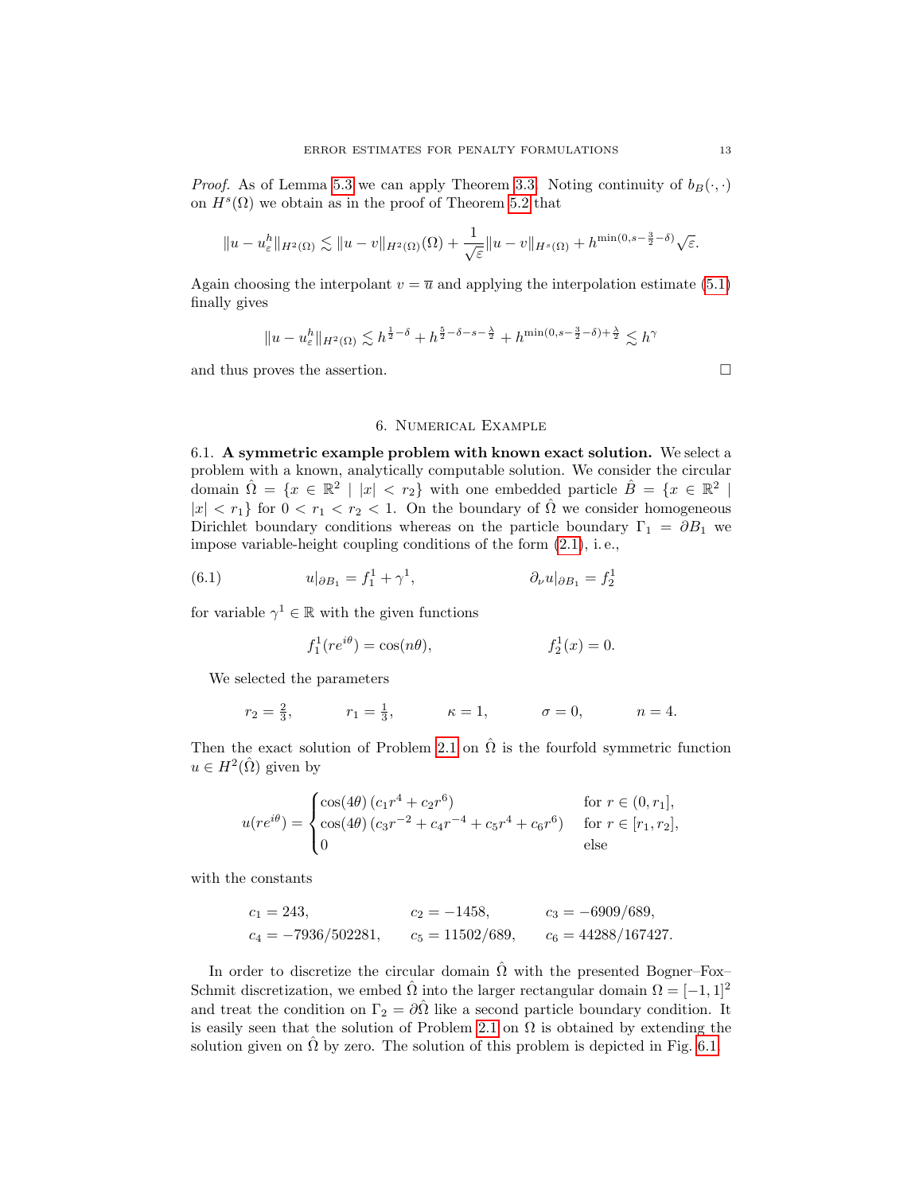*Proof.* As of Lemma 5.3 we can apply Theorem 3.3. Noting continuity of $b_B(\cdot,\cdot)$ on $H^s(\Omega)$ we obtain as in the proof of Theorem 5.2 that

$$\|u - u_\varepsilon^h\|_{H^2(\Omega)} \lesssim \|u - v\|_{H^2(\Omega)}(\Omega) + \frac{1}{\sqrt{\varepsilon}}\|u - v\|_{H^s(\Omega)} + h^{\min(0, s-\frac{3}{2}-\delta)}\sqrt{\varepsilon}.$$

Again choosing the interpolant $v = \overline{u}$ and applying the interpolation estimate (5.1) finally gives

$$\|u - u_\varepsilon^h\|_{H^2(\Omega)} \lesssim h^{\frac{1}{2}-\delta} + h^{\frac{5}{2}-\delta-s-\frac{\lambda}{2}} + h^{\min(0,s-\frac{3}{2}-\delta)+\frac{\lambda}{2}} \lesssim h^\gamma$$

and thus proves the assertion. $\square$

## 6. Numerical Example

6.1. **A symmetric example problem with known exact solution.** We select a problem with a known, analytically computable solution. We consider the circular domain $\hat{\Omega} = \{x \in \mathbb{R}^2 \mid |x| < r_2\}$ with one embedded particle $\hat{B} = \{x \in \mathbb{R}^2 \mid |x| < r_1\}$ for $0 < r_1 < r_2 < 1$. On the boundary of $\hat{\Omega}$ we consider homogeneous Dirichlet boundary conditions whereas on the particle boundary $\Gamma_1 = \partial B_1$ we impose variable-height coupling conditions of the form (2.1), i. e.,

$$u|_{\partial B_1} = f_1^1 + \gamma^1, \qquad\qquad \partial_\nu u|_{\partial B_1} = f_2^1 \tag{6.1}$$

for variable $\gamma^1 \in \mathbb{R}$ with the given functions

$$f_1^1(re^{i\theta}) = \cos(n\theta), \qquad\qquad f_2^1(x) = 0.$$

We selected the parameters

$$r_2 = \tfrac{2}{3}, \qquad r_1 = \tfrac{1}{3}, \qquad \kappa = 1, \qquad \sigma = 0, \qquad n = 4.$$

Then the exact solution of Problem 2.1 on $\hat{\Omega}$ is the fourfold symmetric function $u \in H^2(\hat{\Omega})$ given by

$$u(re^{i\theta}) = \begin{cases} \cos(4\theta)\,(c_1 r^4 + c_2 r^6) & \text{for } r \in (0, r_1], \\ \cos(4\theta)\,(c_3 r^{-2} + c_4 r^{-4} + c_5 r^4 + c_6 r^6) & \text{for } r \in [r_1, r_2], \\ 0 & \text{else} \end{cases}$$

with the constants

$$\begin{aligned} &c_1 = 243, && c_2 = -1458, && c_3 = -6909/689, \\ &c_4 = -7936/502281, && c_5 = 11502/689, && c_6 = 44288/167427. \end{aligned}$$

In order to discretize the circular domain $\hat{\Omega}$ with the presented Bogner–Fox–Schmit discretization, we embed $\hat{\Omega}$ into the larger rectangular domain $\Omega = [-1,1]^2$ and treat the condition on $\Gamma_2 = \partial\hat{\Omega}$ like a second particle boundary condition. It is easily seen that the solution of Problem 2.1 on $\Omega$ is obtained by extending the solution given on $\hat{\Omega}$ by zero. The solution of this problem is depicted in Fig. 6.1.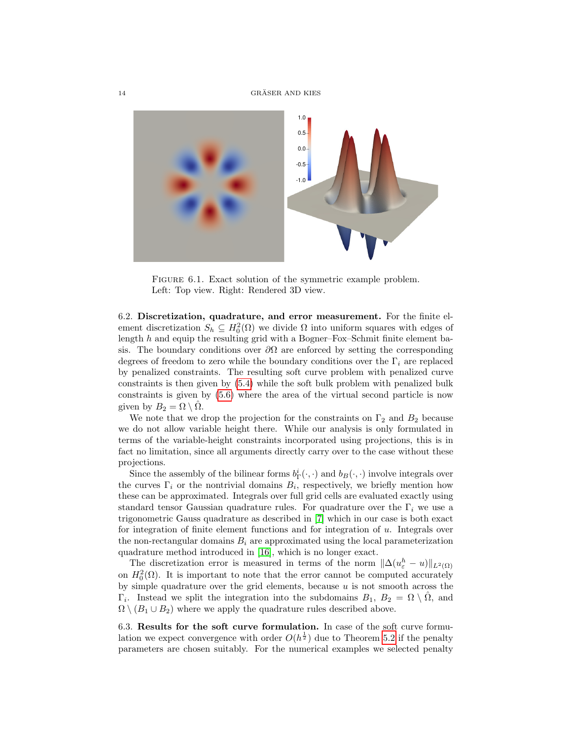FIGURE 6.1. Exact solution of the symmetric example problem. Left: Top view. Right: Rendered 3D view.

6.2. **Discretization, quadrature, and error measurement.** For the finite element discretization $S_h \subseteq H_0^2(\Omega)$ we divide $\Omega$ into uniform squares with edges of length $h$ and equip the resulting grid with a Bogner–Fox–Schmit finite element basis. The boundary conditions over $\partial\Omega$ are enforced by setting the corresponding degrees of freedom to zero while the boundary conditions over the $\Gamma_i$ are replaced by penalized constraints. The resulting soft curve problem with penalized curve constraints is then given by (5.4) while the soft bulk problem with penalized bulk constraints is given by (5.6) where the area of the virtual second particle is now given by $B_2 = \Omega \setminus \hat{\Omega}$.

We note that we drop the projection for the constraints on $\Gamma_2$ and $B_2$ because we do not allow variable height there. While our analysis is only formulated in terms of the variable-height constraints incorporated using projections, this is in fact no limitation, since all arguments directly carry over to the case without these projections.

Since the assembly of the bilinear forms $b_\Gamma^i(\cdot, \cdot)$ and $b_B(\cdot, \cdot)$ involve integrals over the curves $\Gamma_i$ or the nontrivial domains $B_i$, respectively, we briefly mention how these can be approximated. Integrals over full grid cells are evaluated exactly using standard tensor Gaussian quadrature rules. For quadrature over the $\Gamma_i$ we use a trigonometric Gauss quadrature as described in [7] which in our case is both exact for integration of finite element functions and for integration of $u$. Integrals over the non-rectangular domains $B_i$ are approximated using the local parameterization quadrature method introduced in [16], which is no longer exact.

The discretization error is measured in terms of the norm $\|\Delta(u_\varepsilon^h - u)\|_{L^2(\Omega)}$ on $H_0^2(\Omega)$. It is important to note that the error cannot be computed accurately by simple quadrature over the grid elements, because $u$ is not smooth across the $\Gamma_i$. Instead we split the integration into the subdomains $B_1$, $B_2 = \Omega \setminus \hat{\Omega}$, and $\Omega \setminus (B_1 \cup B_2)$ where we apply the quadrature rules described above.

6.3. **Results for the soft curve formulation.** In case of the soft curve formulation we expect convergence with order $O(h^{\frac{1}{2}})$ due to Theorem 5.2 if the penalty parameters are chosen suitably. For the numerical examples we selected penalty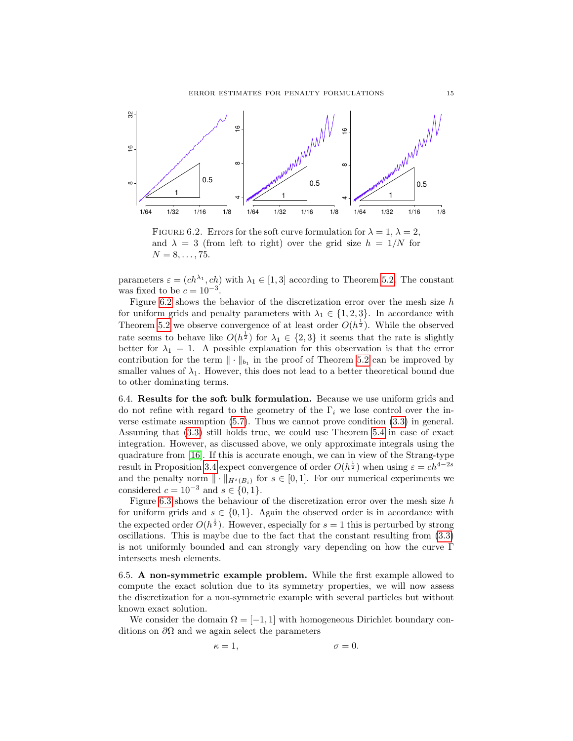FIGURE 6.2. Errors for the soft curve formulation for $\lambda = 1$, $\lambda = 2$, and $\lambda = 3$ (from left to right) over the grid size $h = 1/N$ for $N = 8, \dots, 75$.

parameters $\varepsilon = (ch^{\lambda_1}, ch)$ with $\lambda_1 \in [1, 3]$ according to Theorem 5.2. The constant was fixed to be $c = 10^{-3}$.

Figure 6.2 shows the behavior of the discretization error over the mesh size $h$ for uniform grids and penalty parameters with $\lambda_1 \in \{1, 2, 3\}$. In accordance with Theorem 5.2 we observe convergence of at least order $O(h^{\frac{1}{2}})$. While the observed rate seems to behave like $O(h^{\frac{1}{2}})$ for $\lambda_1 \in \{2, 3\}$ it seems that the rate is slightly better for $\lambda_1 = 1$. A possible explanation for this observation is that the error contribution for the term $\| \cdot \|_{b_1}$ in the proof of Theorem 5.2 can be improved by smaller values of $\lambda_1$. However, this does not lead to a better theoretical bound due to other dominating terms.

6.4. **Results for the soft bulk formulation.** Because we use uniform grids and do not refine with regard to the geometry of the $\Gamma_i$ we lose control over the inverse estimate assumption (5.7). Thus we cannot prove condition (3.3) in general. Assuming that (3.3) still holds true, we could use Theorem 5.4 in case of exact integration. However, as discussed above, we only approximate integrals using the quadrature from [16]. If this is accurate enough, we can in view of the Strang-type result in Proposition 3.4 expect convergence of order $O(h^{\frac{1}{2}})$ when using $\varepsilon = ch^{4-2s}$ and the penalty norm $\| \cdot \|_{H^s(B_i)}$ for $s \in [0, 1]$. For our numerical experiments we considered $c = 10^{-3}$ and $s \in \{0, 1\}$.

Figure 6.3 shows the behaviour of the discretization error over the mesh size $h$ for uniform grids and $s \in \{0, 1\}$. Again the observed order is in accordance with the expected order $O(h^{\frac{1}{2}})$. However, especially for $s = 1$ this is perturbed by strong oscillations. This is maybe due to the fact that the constant resulting from (3.3) is not uniformly bounded and can strongly vary depending on how the curve $\Gamma$ intersects mesh elements.

6.5. **A non-symmetric example problem.** While the first example allowed to compute the exact solution due to its symmetry properties, we will now assess the discretization for a non-symmetric example with several particles but without known exact solution.

We consider the domain $\Omega = [-1, 1]$ with homogeneous Dirichlet boundary conditions on $\partial\Omega$ and we again select the parameters

$$\kappa = 1, \qquad \sigma = 0.$$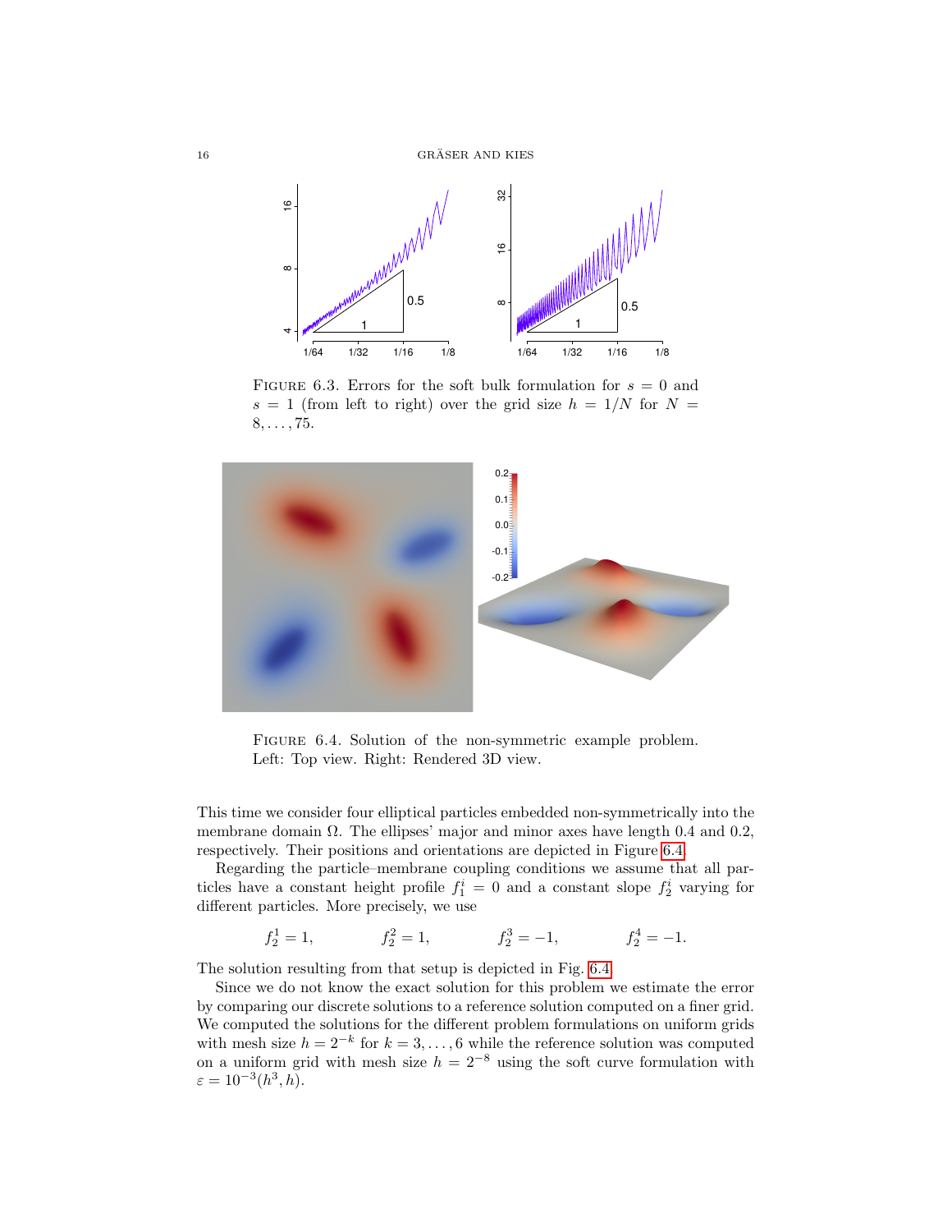Figure 6.3. Errors for the soft bulk formulation for $s = 0$ and $s = 1$ (from left to right) over the grid size $h = 1/N$ for $N = 8, \ldots, 75$.

Figure 6.4. Solution of the non-symmetric example problem. Left: Top view. Right: Rendered 3D view.

This time we consider four elliptical particles embedded non-symmetrically into the membrane domain $\Omega$. The ellipses' major and minor axes have length 0.4 and 0.2, respectively. Their positions and orientations are depicted in Figure 6.4.

Regarding the particle–membrane coupling conditions we assume that all particles have a constant height profile $f_1^i = 0$ and a constant slope $f_2^i$ varying for different particles. More precisely, we use

$$f_2^1 = 1, \qquad f_2^2 = 1, \qquad f_2^3 = -1, \qquad f_2^4 = -1.$$

The solution resulting from that setup is depicted in Fig. 6.4.

Since we do not know the exact solution for this problem we estimate the error by comparing our discrete solutions to a reference solution computed on a finer grid. We computed the solutions for the different problem formulations on uniform grids with mesh size $h = 2^{-k}$ for $k = 3, \ldots, 6$ while the reference solution was computed on a uniform grid with mesh size $h = 2^{-8}$ using the soft curve formulation with $\varepsilon = 10^{-3}(h^3, h)$.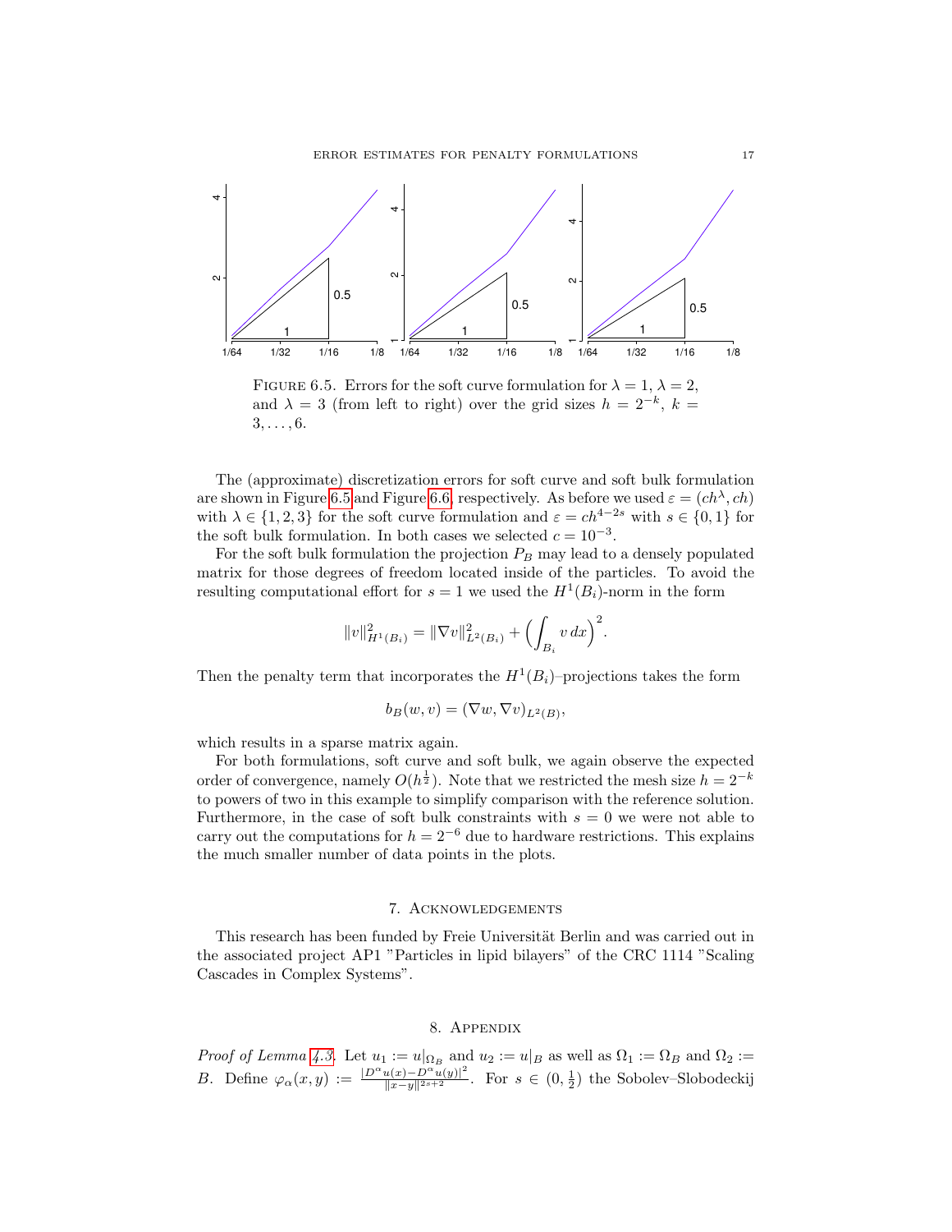FIGURE 6.5. Errors for the soft curve formulation for $\lambda = 1$, $\lambda = 2$, and $\lambda = 3$ (from left to right) over the grid sizes $h = 2^{-k}$, $k = 3, \dots, 6$.

The (approximate) discretization errors for soft curve and soft bulk formulation are shown in Figure 6.5 and Figure 6.6, respectively. As before we used $\varepsilon = (ch^\lambda, ch)$ with $\lambda \in \{1, 2, 3\}$ for the soft curve formulation and $\varepsilon = ch^{4-2s}$ with $s \in \{0, 1\}$ for the soft bulk formulation. In both cases we selected $c = 10^{-3}$.

For the soft bulk formulation the projection $P_B$ may lead to a densely populated matrix for those degrees of freedom located inside of the particles. To avoid the resulting computational effort for $s = 1$ we used the $H^1(B_i)$-norm in the form

$$\|v\|_{H^1(B_i)}^2 = \|\nabla v\|_{L^2(B_i)}^2 + \Big(\int_{B_i} v \, dx\Big)^2.$$

Then the penalty term that incorporates the $H^1(B_i)$–projections takes the form

$$b_B(w, v) = (\nabla w, \nabla v)_{L^2(B)},$$

which results in a sparse matrix again.

For both formulations, soft curve and soft bulk, we again observe the expected order of convergence, namely $O(h^{\frac{1}{2}})$. Note that we restricted the mesh size $h = 2^{-k}$ to powers of two in this example to simplify comparison with the reference solution. Furthermore, in the case of soft bulk constraints with $s = 0$ we were not able to carry out the computations for $h = 2^{-6}$ due to hardware restrictions. This explains the much smaller number of data points in the plots.

## 7. Acknowledgements

This research has been funded by Freie Universität Berlin and was carried out in the associated project AP1 "Particles in lipid bilayers" of the CRC 1114 "Scaling Cascades in Complex Systems".

## 8. Appendix

*Proof of Lemma 4.3.* Let $u_1 := u|_{\Omega_B}$ and $u_2 := u|_B$ as well as $\Omega_1 := \Omega_B$ and $\Omega_2 := B$. Define $\varphi_\alpha(x, y) := \frac{|D^\alpha u(x) - D^\alpha u(y)|^2}{\|x-y\|^{2s+2}}$. For $s \in (0, \frac{1}{2})$ the Sobolev–Slobodeckij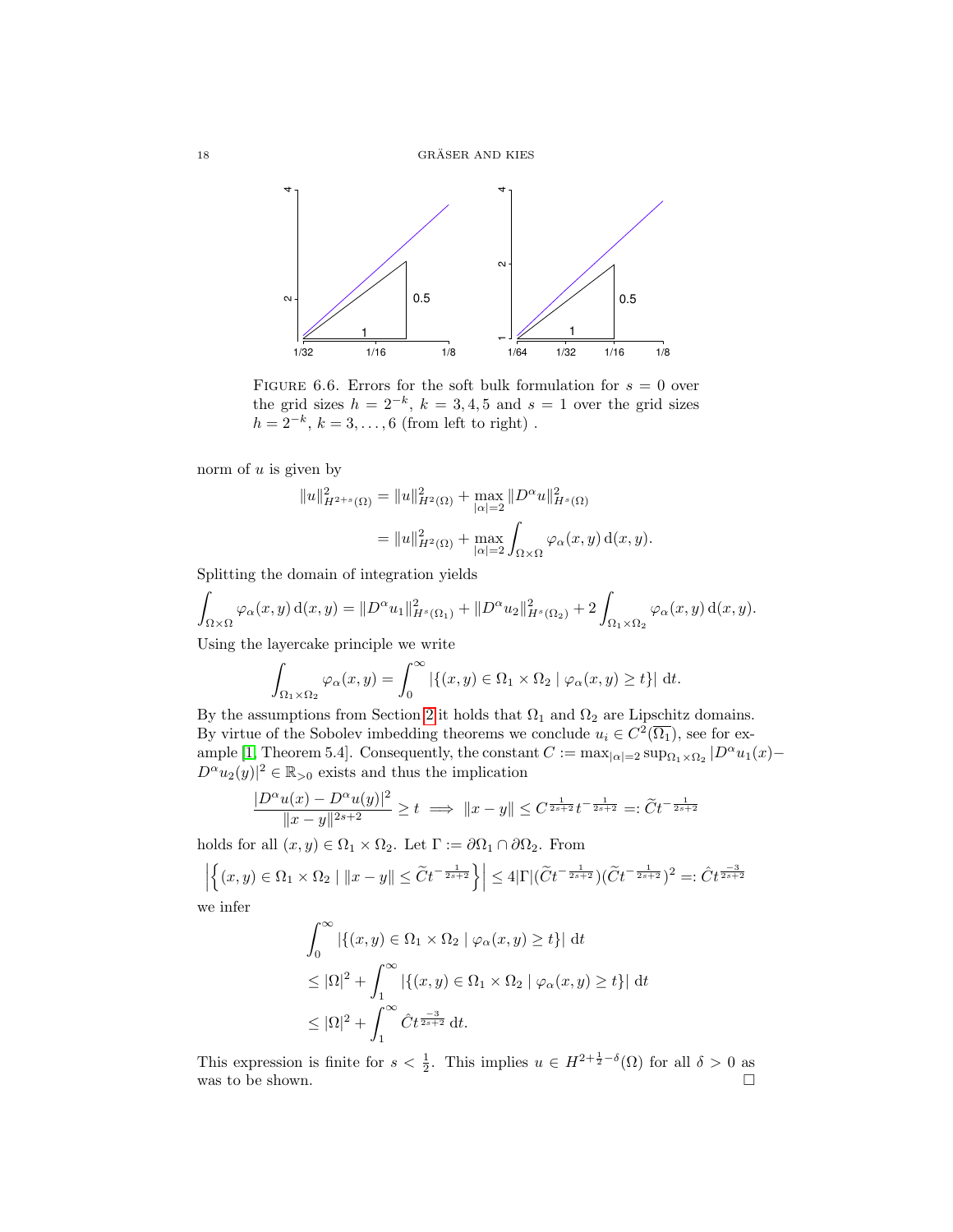FIGURE 6.6. Errors for the soft bulk formulation for $s = 0$ over the grid sizes $h = 2^{-k}$, $k = 3, 4, 5$ and $s = 1$ over the grid sizes $h = 2^{-k}$, $k = 3, \ldots, 6$ (from left to right) .

norm of $u$ is given by

$$\|u\|^2_{H^{2+s}(\Omega)} = \|u\|^2_{H^2(\Omega)} + \max_{|\alpha|=2} \|D^\alpha u\|^2_{H^s(\Omega)}$$

$$= \|u\|^2_{H^2(\Omega)} + \max_{|\alpha|=2} \int_{\Omega\times\Omega} \varphi_\alpha(x,y)\,\mathrm{d}(x,y).$$

Splitting the domain of integration yields

$$\int_{\Omega\times\Omega} \varphi_\alpha(x,y)\,\mathrm{d}(x,y) = \|D^\alpha u_1\|^2_{H^s(\Omega_1)} + \|D^\alpha u_2\|^2_{H^s(\Omega_2)} + 2\int_{\Omega_1\times\Omega_2} \varphi_\alpha(x,y)\,\mathrm{d}(x,y).$$

Using the layercake principle we write

$$\int_{\Omega_1\times\Omega_2} \varphi_\alpha(x,y) = \int_0^\infty |\{(x,y)\in\Omega_1\times\Omega_2 \mid \varphi_\alpha(x,y)\geq t\}|\;\mathrm{d}t.$$

By the assumptions from Section 2 it holds that $\Omega_1$ and $\Omega_2$ are Lipschitz domains. By virtue of the Sobolev imbedding theorems we conclude $u_i \in C^2(\overline{\Omega_1})$, see for example [1, Theorem 5.4]. Consequently, the constant $C := \max_{|\alpha|=2}\sup_{\Omega_1\times\Omega_2} |D^\alpha u_1(x) - D^\alpha u_2(y)|^2 \in \mathbb{R}_{>0}$ exists and thus the implication

$$\frac{|D^\alpha u(x) - D^\alpha u(y)|^2}{\|x-y\|^{2s+2}} \geq t \implies \|x-y\| \leq C^{\frac{1}{2s+2}} t^{-\frac{1}{2s+2}} =: \widetilde{C} t^{-\frac{1}{2s+2}}$$

holds for all $(x,y)\in\Omega_1\times\Omega_2$. Let $\Gamma := \partial\Omega_1 \cap \partial\Omega_2$. From

$$\left|\left\{(x,y)\in\Omega_1\times\Omega_2 \mid \|x-y\| \leq \widetilde{C} t^{-\frac{1}{2s+2}}\right\}\right| \leq 4|\Gamma|(\widetilde{C} t^{-\frac{1}{2s+2}})(\widetilde{C} t^{-\frac{1}{2s+2}})^2 =: \hat{C} t^{\frac{-3}{2s+2}}$$

we infer

$$\int_0^\infty |\{(x,y)\in\Omega_1\times\Omega_2 \mid \varphi_\alpha(x,y)\geq t\}|\;\mathrm{d}t$$

$$\leq |\Omega|^2 + \int_1^\infty |\{(x,y)\in\Omega_1\times\Omega_2 \mid \varphi_\alpha(x,y)\geq t\}|\;\mathrm{d}t$$

$$\leq |\Omega|^2 + \int_1^\infty \hat{C} t^{\frac{-3}{2s+2}}\,\mathrm{d}t.$$

This expression is finite for $s < \frac{1}{2}$. This implies $u \in H^{2+\frac{1}{2}-\delta}(\Omega)$ for all $\delta > 0$ as was to be shown. □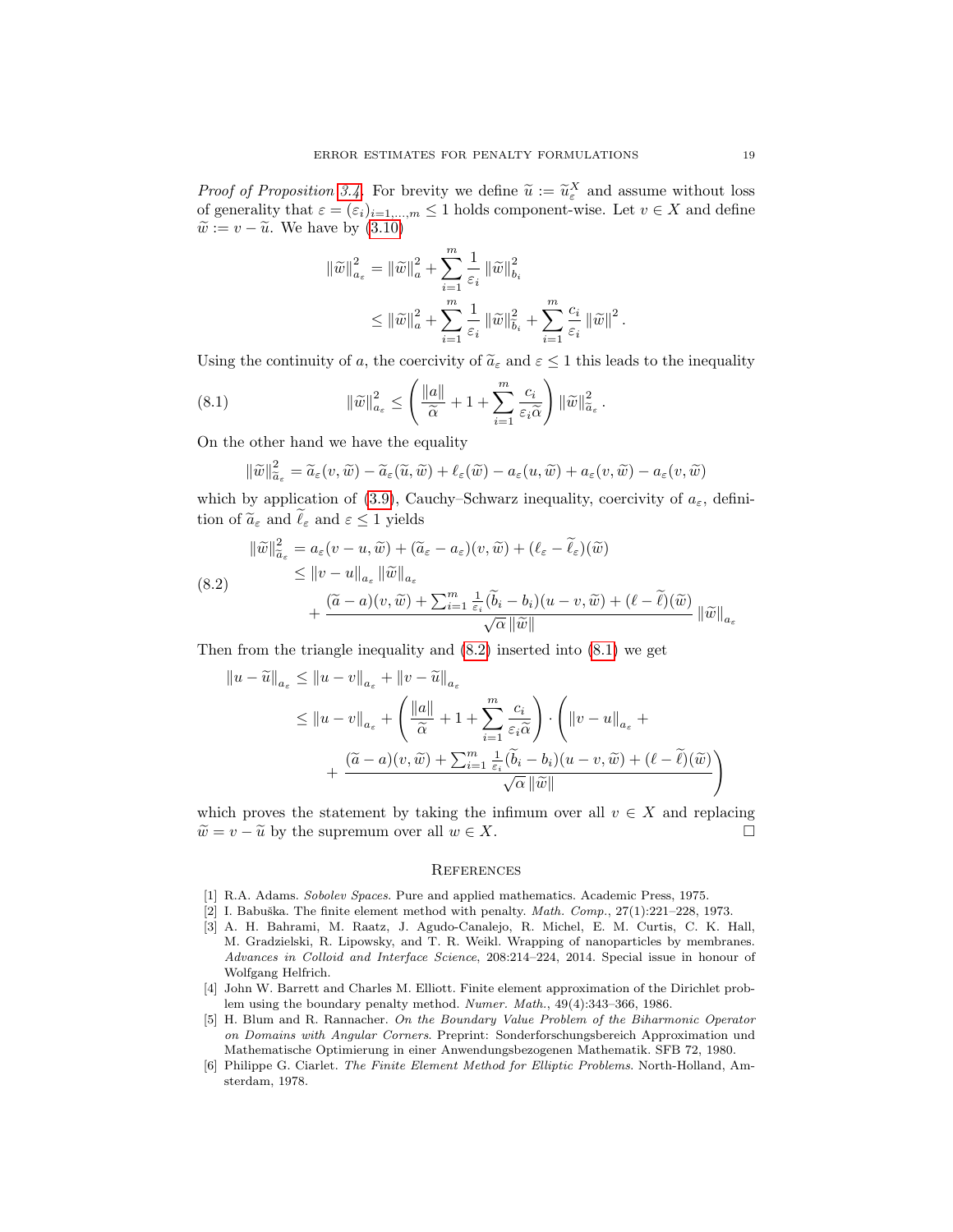*Proof of Proposition 3.4.* For brevity we define $\widetilde{u} := \widetilde{u}_\varepsilon^X$ and assume without loss of generality that $\varepsilon = (\varepsilon_i)_{i=1,\dots,m} \leq 1$ holds component-wise. Let $v \in X$ and define $\widetilde{w} := v - \widetilde{u}$. We have by (3.10)

$$
\begin{aligned}
\|\widetilde{w}\|_{a_\varepsilon}^2 &= \|\widetilde{w}\|_a^2 + \sum_{i=1}^m \frac{1}{\varepsilon_i} \|\widetilde{w}\|_{b_i}^2 \\
&\leq \|\widetilde{w}\|_a^2 + \sum_{i=1}^m \frac{1}{\varepsilon_i} \|\widetilde{w}\|_{\widetilde{b}_i}^2 + \sum_{i=1}^m \frac{c_i}{\varepsilon_i} \|\widetilde{w}\|^2 .
\end{aligned}
$$

Using the continuity of $a$, the coercivity of $\widetilde{a}_\varepsilon$ and $\varepsilon \leq 1$ this leads to the inequality

$$
\|\widetilde{w}\|_{a_\varepsilon}^2 \leq \left( \frac{\|a\|}{\widetilde{\alpha}} + 1 + \sum_{i=1}^m \frac{c_i}{\varepsilon_i \widetilde{\alpha}} \right) \|\widetilde{w}\|_{\widetilde{a}_\varepsilon}^2 . \tag{8.1}
$$

On the other hand we have the equality

$$
\|\widetilde{w}\|_{\widetilde{a}_\varepsilon}^2 = \widetilde{a}_\varepsilon(v, \widetilde{w}) - \widetilde{a}_\varepsilon(\widetilde{u}, \widetilde{w}) + \ell_\varepsilon(\widetilde{w}) - a_\varepsilon(u, \widetilde{w}) + a_\varepsilon(v, \widetilde{w}) - a_\varepsilon(v, \widetilde{w})
$$

which by application of (3.9), Cauchy–Schwarz inequality, coercivity of $a_\varepsilon$, definition of $\widetilde{a}_\varepsilon$ and $\widetilde{\ell}_\varepsilon$ and $\varepsilon \leq 1$ yields

$$
\begin{aligned}
\|\widetilde{w}\|_{\widetilde{a}_\varepsilon}^2 &= a_\varepsilon(v - u, \widetilde{w}) + (\widetilde{a}_\varepsilon - a_\varepsilon)(v, \widetilde{w}) + (\ell_\varepsilon - \widetilde{\ell}_\varepsilon)(\widetilde{w}) \\
&\leq \|v - u\|_{a_\varepsilon} \|\widetilde{w}\|_{a_\varepsilon} \\
&\quad + \frac{(\widetilde{a} - a)(v, \widetilde{w}) + \sum_{i=1}^m \frac{1}{\varepsilon_i}(\widetilde{b}_i - b_i)(u - v, \widetilde{w}) + (\ell - \widetilde{\ell})(\widetilde{w})}{\sqrt{\alpha}\,\|\widetilde{w}\|} \|\widetilde{w}\|_{a_\varepsilon}
\end{aligned} \tag{8.2}
$$

Then from the triangle inequality and (8.2) inserted into (8.1) we get

$$
\begin{aligned}
\|u - \widetilde{u}\|_{a_\varepsilon} &\leq \|u - v\|_{a_\varepsilon} + \|v - \widetilde{u}\|_{a_\varepsilon} \\
&\leq \|u - v\|_{a_\varepsilon} + \left( \frac{\|a\|}{\widetilde{\alpha}} + 1 + \sum_{i=1}^m \frac{c_i}{\varepsilon_i \widetilde{\alpha}} \right) \cdot \Bigg( \|v - u\|_{a_\varepsilon} + \\
&\quad + \frac{(\widetilde{a} - a)(v, \widetilde{w}) + \sum_{i=1}^m \frac{1}{\varepsilon_i}(\widetilde{b}_i - b_i)(u - v, \widetilde{w}) + (\ell - \widetilde{\ell})(\widetilde{w})}{\sqrt{\alpha}\,\|\widetilde{w}\|} \Bigg)
\end{aligned}
$$

which proves the statement by taking the infimum over all $v \in X$ and replacing $\widetilde{w} = v - \widetilde{u}$ by the supremum over all $w \in X$. □

## References

[1] R.A. Adams. *Sobolev Spaces*. Pure and applied mathematics. Academic Press, 1975.

[2] I. Babuška. The finite element method with penalty. *Math. Comp.*, 27(1):221–228, 1973.

[3] A. H. Bahrami, M. Raatz, J. Agudo-Canalejo, R. Michel, E. M. Curtis, C. K. Hall, M. Gradzielski, R. Lipowsky, and T. R. Weikl. Wrapping of nanoparticles by membranes. *Advances in Colloid and Interface Science*, 208:214–224, 2014. Special issue in honour of Wolfgang Helfrich.

[4] John W. Barrett and Charles M. Elliott. Finite element approximation of the Dirichlet problem using the boundary penalty method. *Numer. Math.*, 49(4):343–366, 1986.

[5] H. Blum and R. Rannacher. *On the Boundary Value Problem of the Biharmonic Operator on Domains with Angular Corners*. Preprint: Sonderforschungsbereich Approximation und Mathematische Optimierung in einer Anwendungsbezogenen Mathematik. SFB 72, 1980.

[6] Philippe G. Ciarlet. *The Finite Element Method for Elliptic Problems*. North-Holland, Amsterdam, 1978.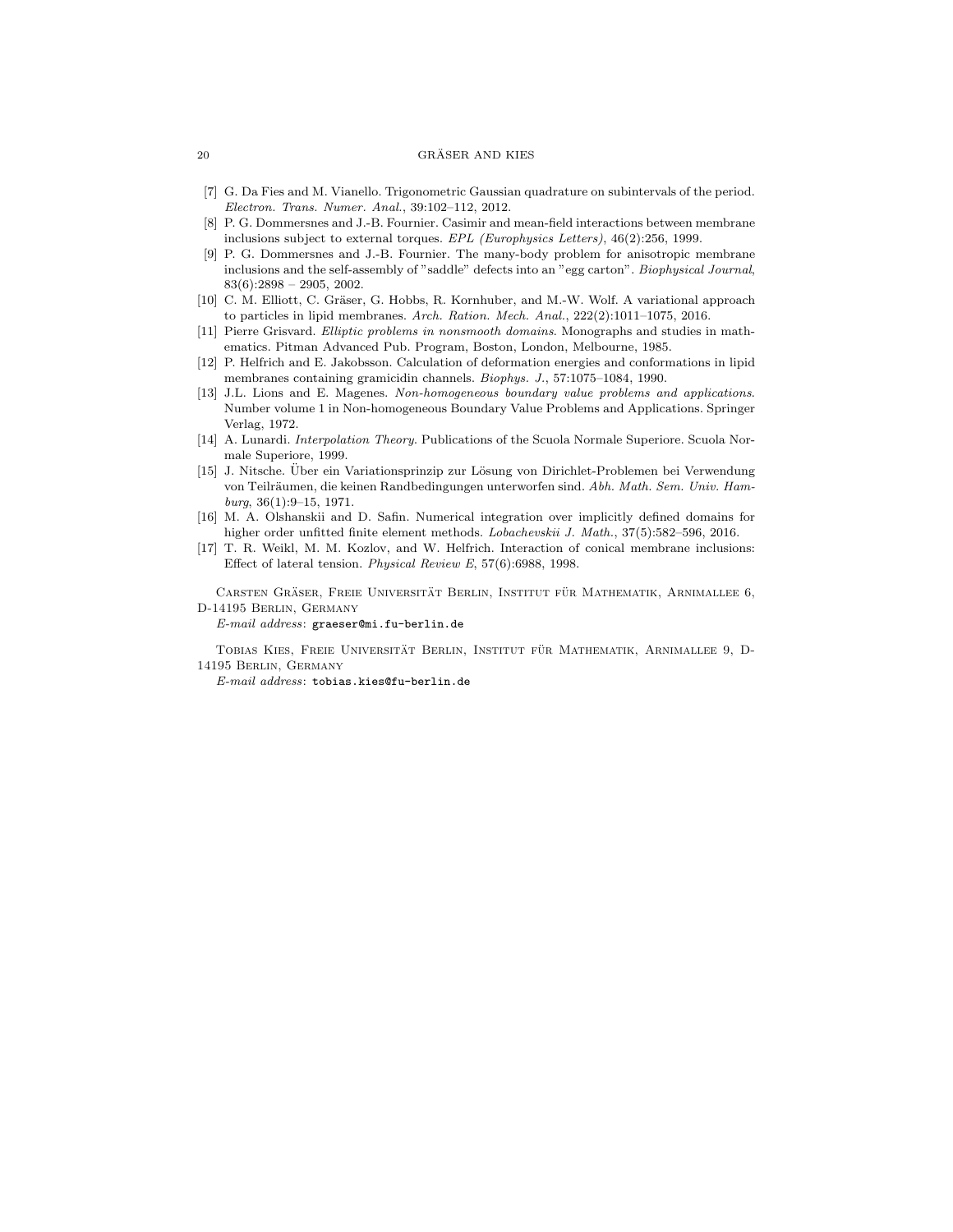[7] G. Da Fies and M. Vianello. Trigonometric Gaussian quadrature on subintervals of the period. *Electron. Trans. Numer. Anal.*, 39:102–112, 2012.

[8] P. G. Dommersnes and J.-B. Fournier. Casimir and mean-field interactions between membrane inclusions subject to external torques. *EPL (Europhysics Letters)*, 46(2):256, 1999.

[9] P. G. Dommersnes and J.-B. Fournier. The many-body problem for anisotropic membrane inclusions and the self-assembly of "saddle" defects into an "egg carton". *Biophysical Journal*, 83(6):2898 – 2905, 2002.

[10] C. M. Elliott, C. Gräser, G. Hobbs, R. Kornhuber, and M.-W. Wolf. A variational approach to particles in lipid membranes. *Arch. Ration. Mech. Anal.*, 222(2):1011–1075, 2016.

[11] Pierre Grisvard. *Elliptic problems in nonsmooth domains*. Monographs and studies in mathematics. Pitman Advanced Pub. Program, Boston, London, Melbourne, 1985.

[12] P. Helfrich and E. Jakobsson. Calculation of deformation energies and conformations in lipid membranes containing gramicidin channels. *Biophys. J.*, 57:1075–1084, 1990.

[13] J.L. Lions and E. Magenes. *Non-homogeneous boundary value problems and applications*. Number volume 1 in Non-homogeneous Boundary Value Problems and Applications. Springer Verlag, 1972.

[14] A. Lunardi. *Interpolation Theory*. Publications of the Scuola Normale Superiore. Scuola Normale Superiore, 1999.

[15] J. Nitsche. Über ein Variationsprinzip zur Lösung von Dirichlet-Problemen bei Verwendung von Teilräumen, die keinen Randbedingungen unterworfen sind. *Abh. Math. Sem. Univ. Hamburg*, 36(1):9–15, 1971.

[16] M. A. Olshanskii and D. Safin. Numerical integration over implicitly defined domains for higher order unfitted finite element methods. *Lobachevskii J. Math.*, 37(5):582–596, 2016.

[17] T. R. Weikl, M. M. Kozlov, and W. Helfrich. Interaction of conical membrane inclusions: Effect of lateral tension. *Physical Review E*, 57(6):6988, 1998.

Carsten Gräser, Freie Universität Berlin, Institut für Mathematik, Arnimallee 6, D-14195 Berlin, Germany

*E-mail address*: graeser@mi.fu-berlin.de

Tobias Kies, Freie Universität Berlin, Institut für Mathematik, Arnimallee 9, D-14195 Berlin, Germany

*E-mail address*: tobias.kies@fu-berlin.de